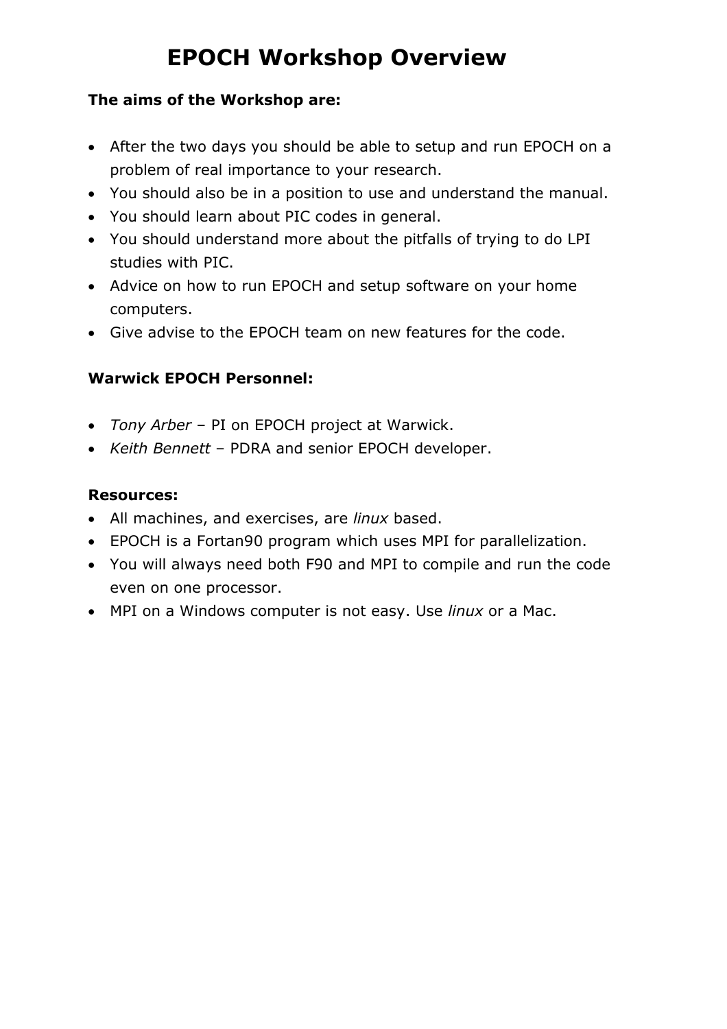# EPOCH Workshop Overview

**The aims of the Workshop are:**

- After the two days you should be able to setup and run EPOCH on a problem of real importance to your research.
- You should also be in a position to use and understand the manual.
- You should learn about PIC codes in general.
- You should understand more about the pitfalls of trying to do LPI studies with PIC.
- Advice on how to run EPOCH and setup software on your home computers.
- Give advise to the EPOCH team on new features for the code.

**Warwick EPOCH Personnel:**

- *Tony Arber* – PI on EPOCH project at Warwick.
- *Keith Bennett* – PDRA and senior EPOCH developer.

**Resources:**

- All machines, and exercises, are *linux* based.
- EPOCH is a Fortan90 program which uses MPI for parallelization.
- You will always need both F90 and MPI to compile and run the code even on one processor.
- MPI on a Windows computer is not easy. Use *linux* or a Mac.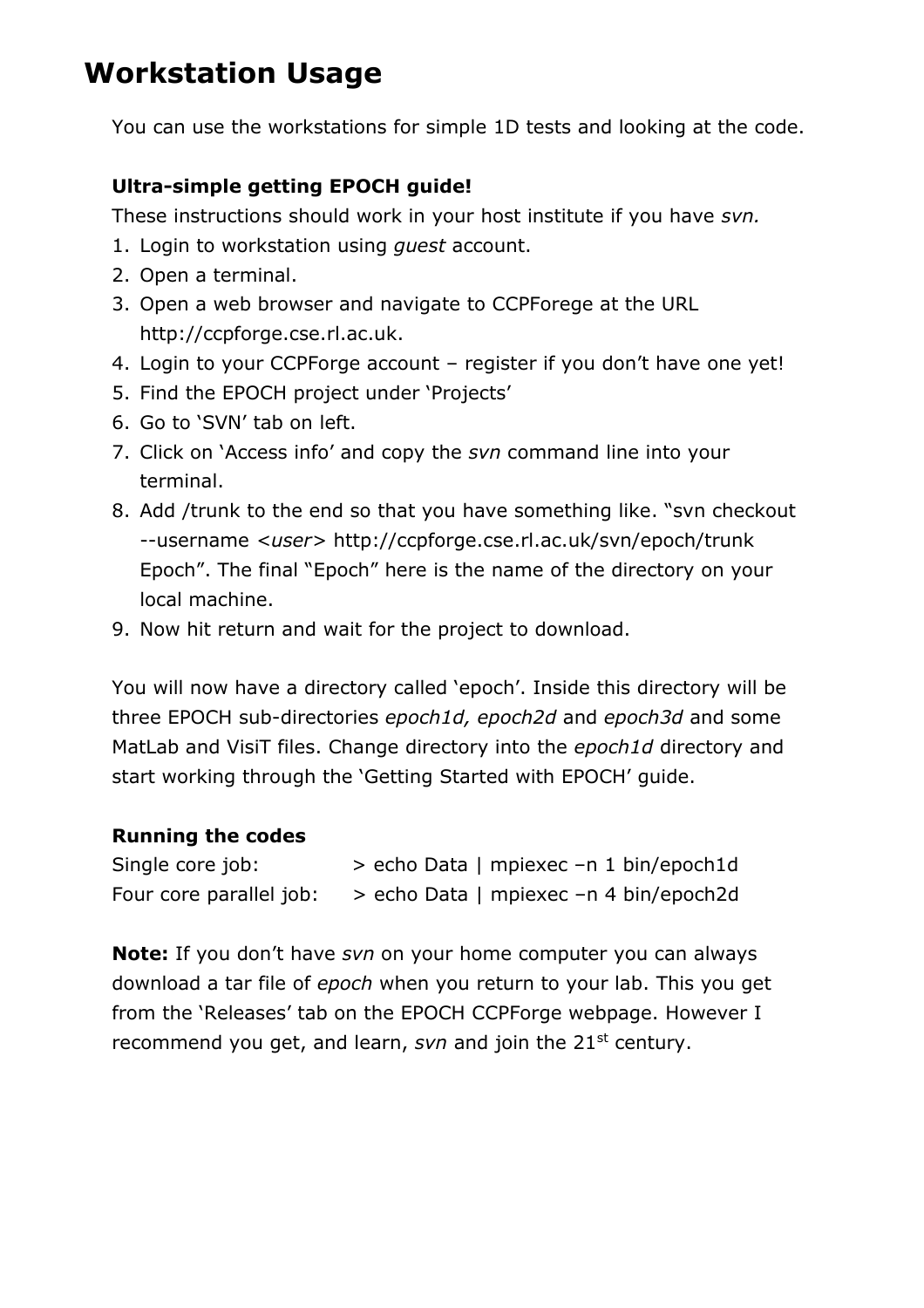# Workstation Usage

You can use the workstations for simple 1D tests and looking at the code.

**Ultra-simple getting EPOCH guide!**

These instructions should work in your host institute if you have *svn.*

1. Login to workstation using *guest* account.
2. Open a terminal.
3. Open a web browser and navigate to CCPForege at the URL http://ccpforge.cse.rl.ac.uk.
4. Login to your CCPForge account – register if you don't have one yet!
5. Find the EPOCH project under 'Projects'
6. Go to 'SVN' tab on left.
7. Click on 'Access info' and copy the *svn* command line into your terminal.
8. Add /trunk to the end so that you have something like. "svn checkout --username <*user*> http://ccpforge.cse.rl.ac.uk/svn/epoch/trunk Epoch". The final "Epoch" here is the name of the directory on your local machine.
9. Now hit return and wait for the project to download.

You will now have a directory called 'epoch'. Inside this directory will be three EPOCH sub-directories *epoch1d, epoch2d* and *epoch3d* and some MatLab and VisiT files. Change directory into the *epoch1d* directory and start working through the 'Getting Started with EPOCH' guide.

**Running the codes**

Single core job: > echo Data | mpiexec –n 1 bin/epoch1d

Four core parallel job: > echo Data | mpiexec –n 4 bin/epoch2d

**Note:** If you don't have *svn* on your home computer you can always download a tar file of *epoch* when you return to your lab. This you get from the 'Releases' tab on the EPOCH CCPForge webpage. However I recommend you get, and learn, *svn* and join the 21st century.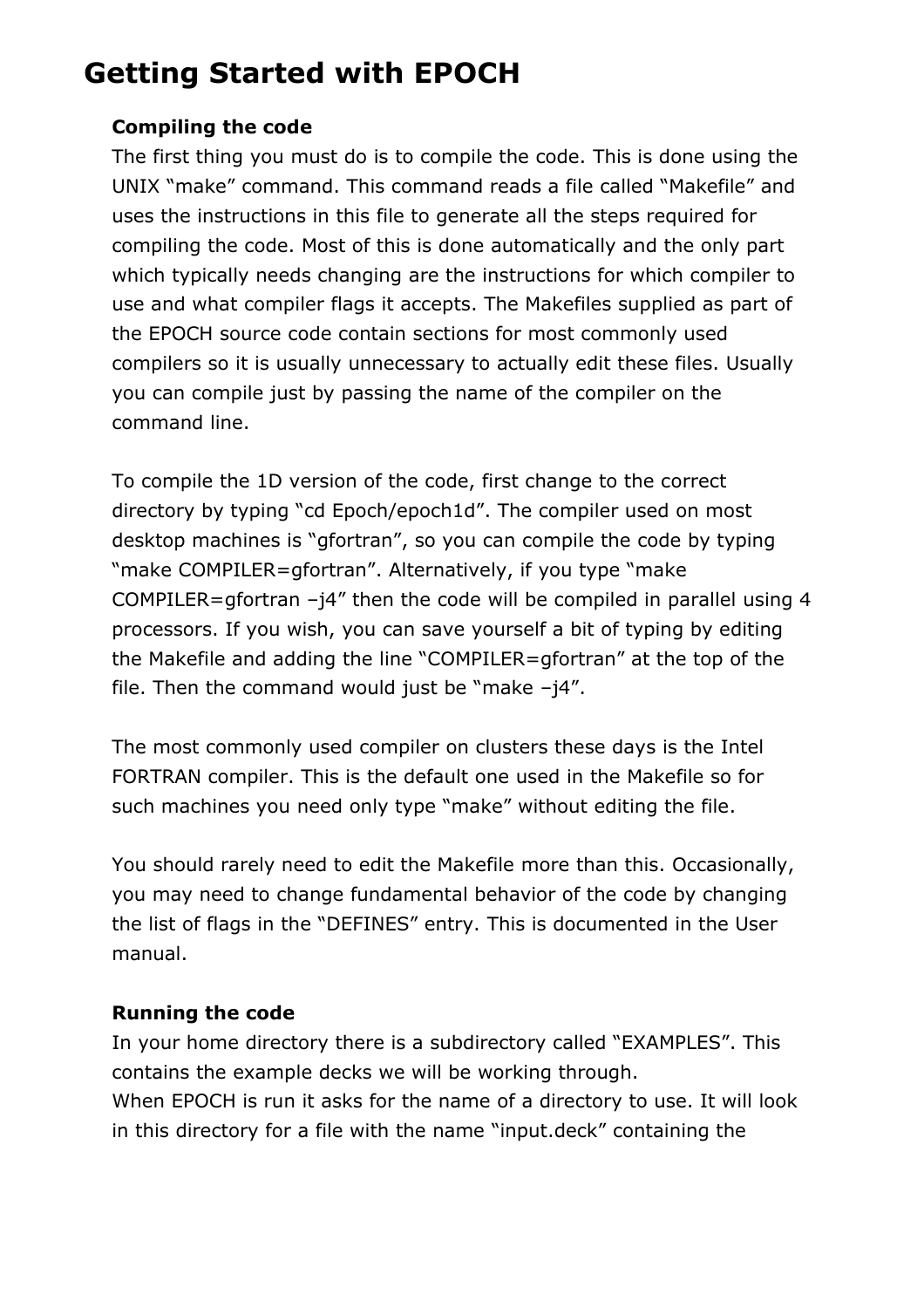# Getting Started with EPOCH

**Compiling the code**

The first thing you must do is to compile the code. This is done using the UNIX "make" command. This command reads a file called "Makefile" and uses the instructions in this file to generate all the steps required for compiling the code. Most of this is done automatically and the only part which typically needs changing are the instructions for which compiler to use and what compiler flags it accepts. The Makefiles supplied as part of the EPOCH source code contain sections for most commonly used compilers so it is usually unnecessary to actually edit these files. Usually you can compile just by passing the name of the compiler on the command line.

To compile the 1D version of the code, first change to the correct directory by typing "cd Epoch/epoch1d". The compiler used on most desktop machines is "gfortran", so you can compile the code by typing "make COMPILER=gfortran". Alternatively, if you type "make COMPILER=gfortran –j4" then the code will be compiled in parallel using 4 processors. If you wish, you can save yourself a bit of typing by editing the Makefile and adding the line "COMPILER=gfortran" at the top of the file. Then the command would just be "make –j4".

The most commonly used compiler on clusters these days is the Intel FORTRAN compiler. This is the default one used in the Makefile so for such machines you need only type "make" without editing the file.

You should rarely need to edit the Makefile more than this. Occasionally, you may need to change fundamental behavior of the code by changing the list of flags in the "DEFINES" entry. This is documented in the User manual.

**Running the code**

In your home directory there is a subdirectory called "EXAMPLES". This contains the example decks we will be working through.
When EPOCH is run it asks for the name of a directory to use. It will look in this directory for a file with the name "input.deck" containing the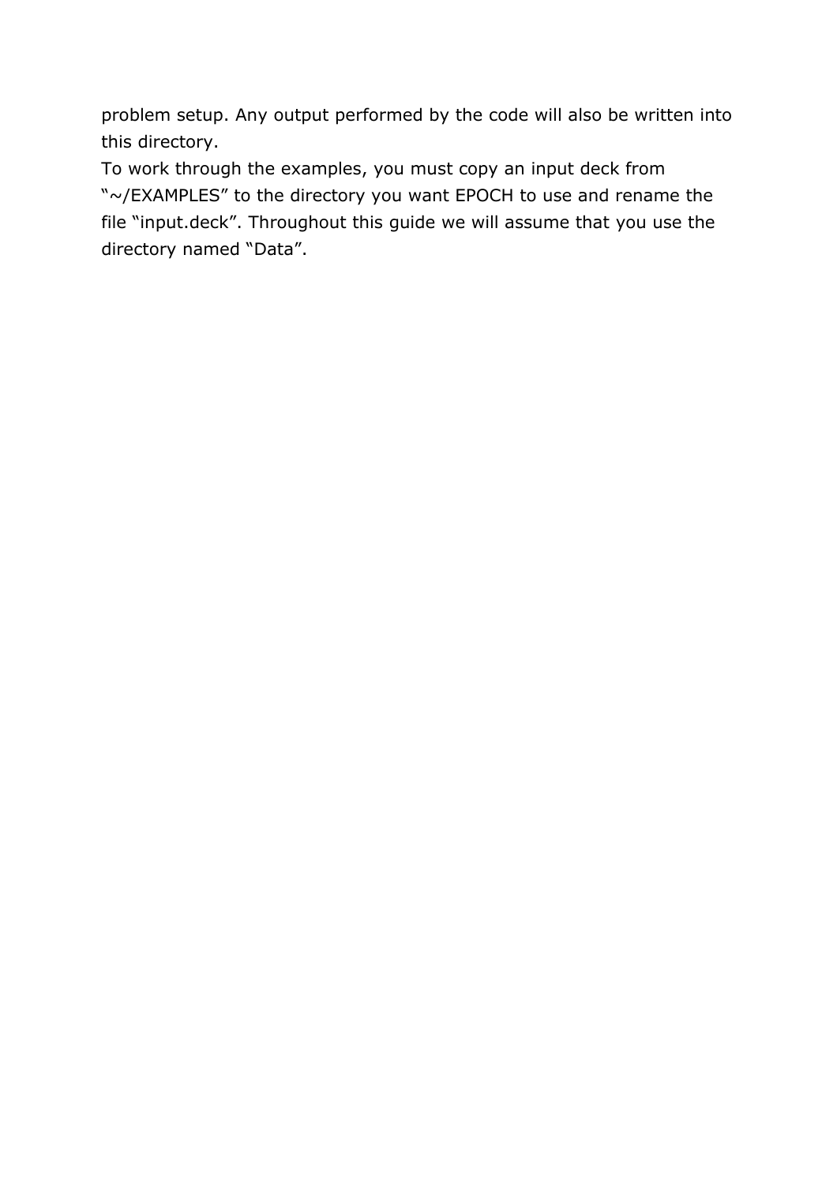problem setup. Any output performed by the code will also be written into this directory.

To work through the examples, you must copy an input deck from "~/EXAMPLES" to the directory you want EPOCH to use and rename the file "input.deck". Throughout this guide we will assume that you use the directory named "Data".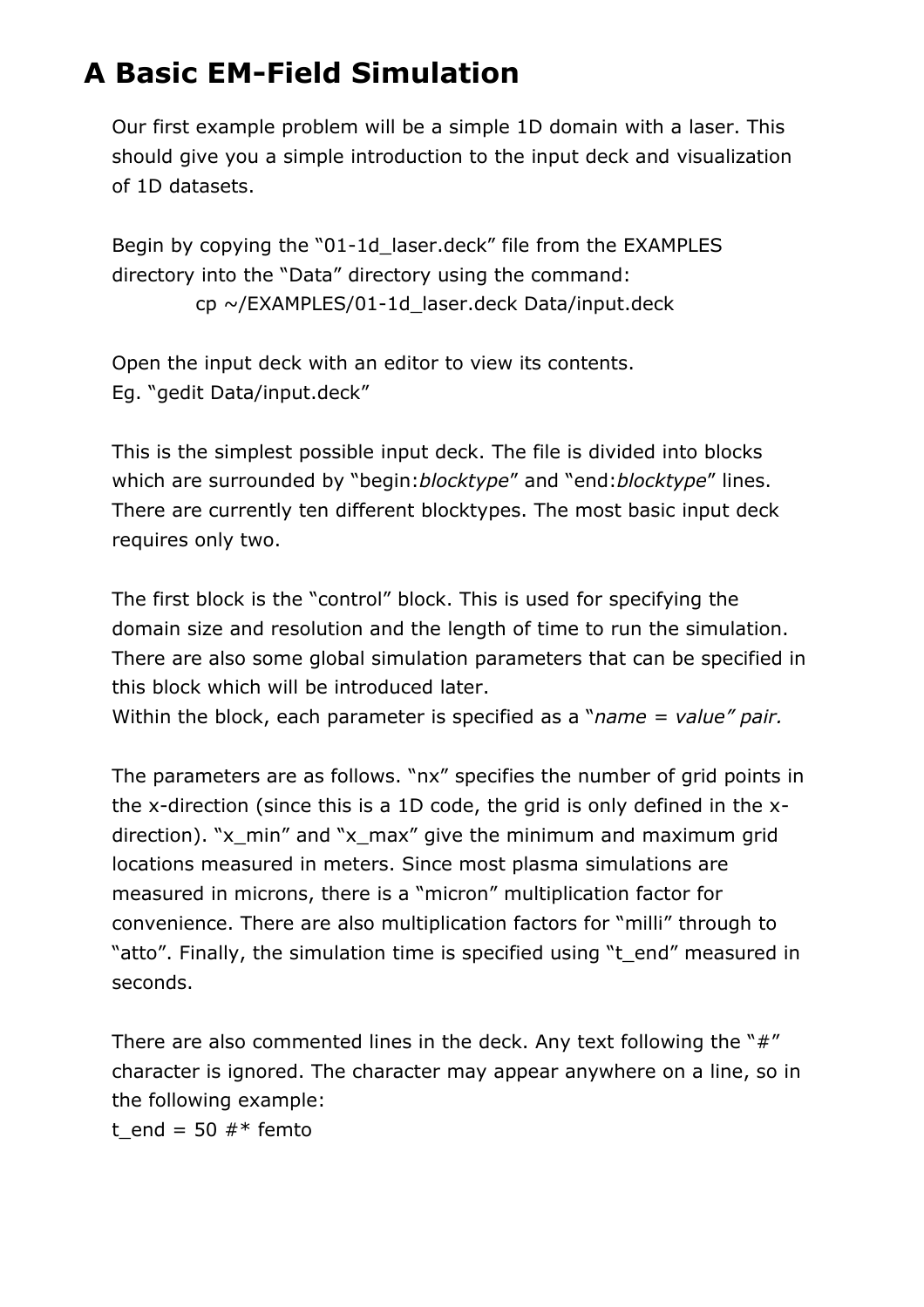# A Basic EM-Field Simulation

Our first example problem will be a simple 1D domain with a laser. This should give you a simple introduction to the input deck and visualization of 1D datasets.

Begin by copying the "01-1d_laser.deck" file from the EXAMPLES directory into the "Data" directory using the command:

```
cp ~/EXAMPLES/01-1d_laser.deck Data/input.deck
```

Open the input deck with an editor to view its contents.
Eg. "gedit Data/input.deck"

This is the simplest possible input deck. The file is divided into blocks which are surrounded by "begin:*blocktype*" and "end:*blocktype*" lines. There are currently ten different blocktypes. The most basic input deck requires only two.

The first block is the "control" block. This is used for specifying the domain size and resolution and the length of time to run the simulation. There are also some global simulation parameters that can be specified in this block which will be introduced later.
Within the block, each parameter is specified as a "*name = value" pair.*

The parameters are as follows. "nx" specifies the number of grid points in the x-direction (since this is a 1D code, the grid is only defined in the x-direction). "x_min" and "x_max" give the minimum and maximum grid locations measured in meters. Since most plasma simulations are measured in microns, there is a "micron" multiplication factor for convenience. There are also multiplication factors for "milli" through to "atto". Finally, the simulation time is specified using "t_end" measured in seconds.

There are also commented lines in the deck. Any text following the "#" character is ignored. The character may appear anywhere on a line, so in the following example:

```
t_end = 50 #* femto
```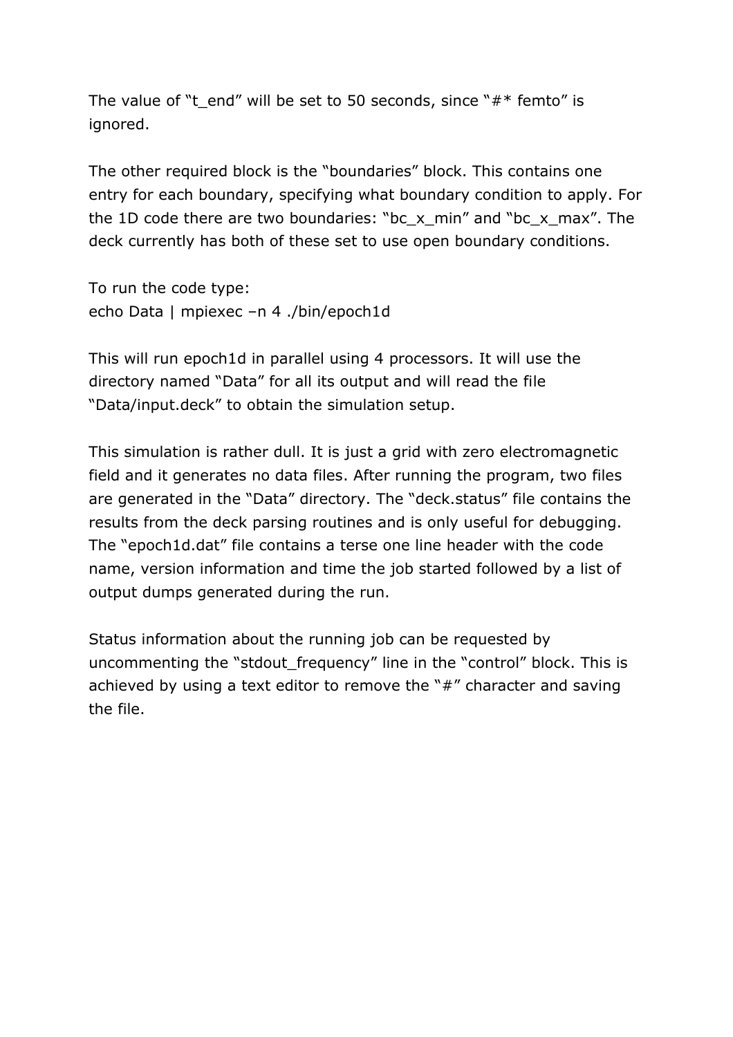The value of “t_end” will be set to 50 seconds, since “#* femto” is ignored.

The other required block is the “boundaries” block. This contains one entry for each boundary, specifying what boundary condition to apply. For the 1D code there are two boundaries: “bc_x_min” and “bc_x_max”. The deck currently has both of these set to use open boundary conditions.

To run the code type:
echo Data | mpiexec –n 4 ./bin/epoch1d

This will run epoch1d in parallel using 4 processors. It will use the directory named “Data” for all its output and will read the file “Data/input.deck” to obtain the simulation setup.

This simulation is rather dull. It is just a grid with zero electromagnetic field and it generates no data files. After running the program, two files are generated in the “Data” directory. The “deck.status” file contains the results from the deck parsing routines and is only useful for debugging. The “epoch1d.dat” file contains a terse one line header with the code name, version information and time the job started followed by a list of output dumps generated during the run.

Status information about the running job can be requested by uncommenting the “stdout_frequency” line in the “control” block. This is achieved by using a text editor to remove the “#” character and saving the file.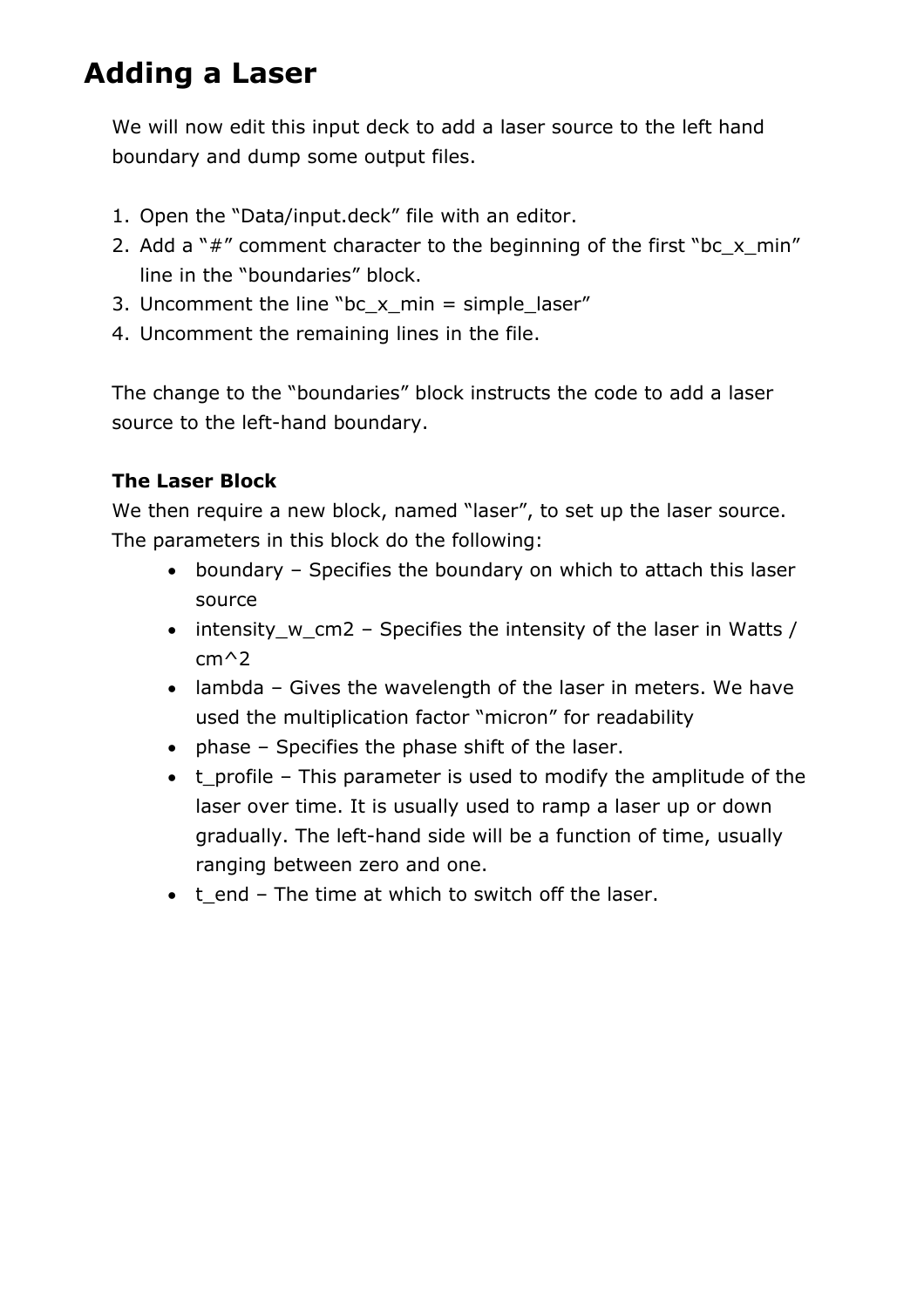# Adding a Laser

We will now edit this input deck to add a laser source to the left hand boundary and dump some output files.

1. Open the "Data/input.deck" file with an editor.
2. Add a "#" comment character to the beginning of the first "bc_x_min" line in the "boundaries" block.
3. Uncomment the line "bc_x_min = simple_laser"
4. Uncomment the remaining lines in the file.

The change to the "boundaries" block instructs the code to add a laser source to the left-hand boundary.

**The Laser Block**

We then require a new block, named "laser", to set up the laser source. The parameters in this block do the following:

- boundary – Specifies the boundary on which to attach this laser source
- intensity_w_cm2 – Specifies the intensity of the laser in Watts / cm^2
- lambda – Gives the wavelength of the laser in meters. We have used the multiplication factor "micron" for readability
- phase – Specifies the phase shift of the laser.
- t_profile – This parameter is used to modify the amplitude of the laser over time. It is usually used to ramp a laser up or down gradually. The left-hand side will be a function of time, usually ranging between zero and one.
- t_end – The time at which to switch off the laser.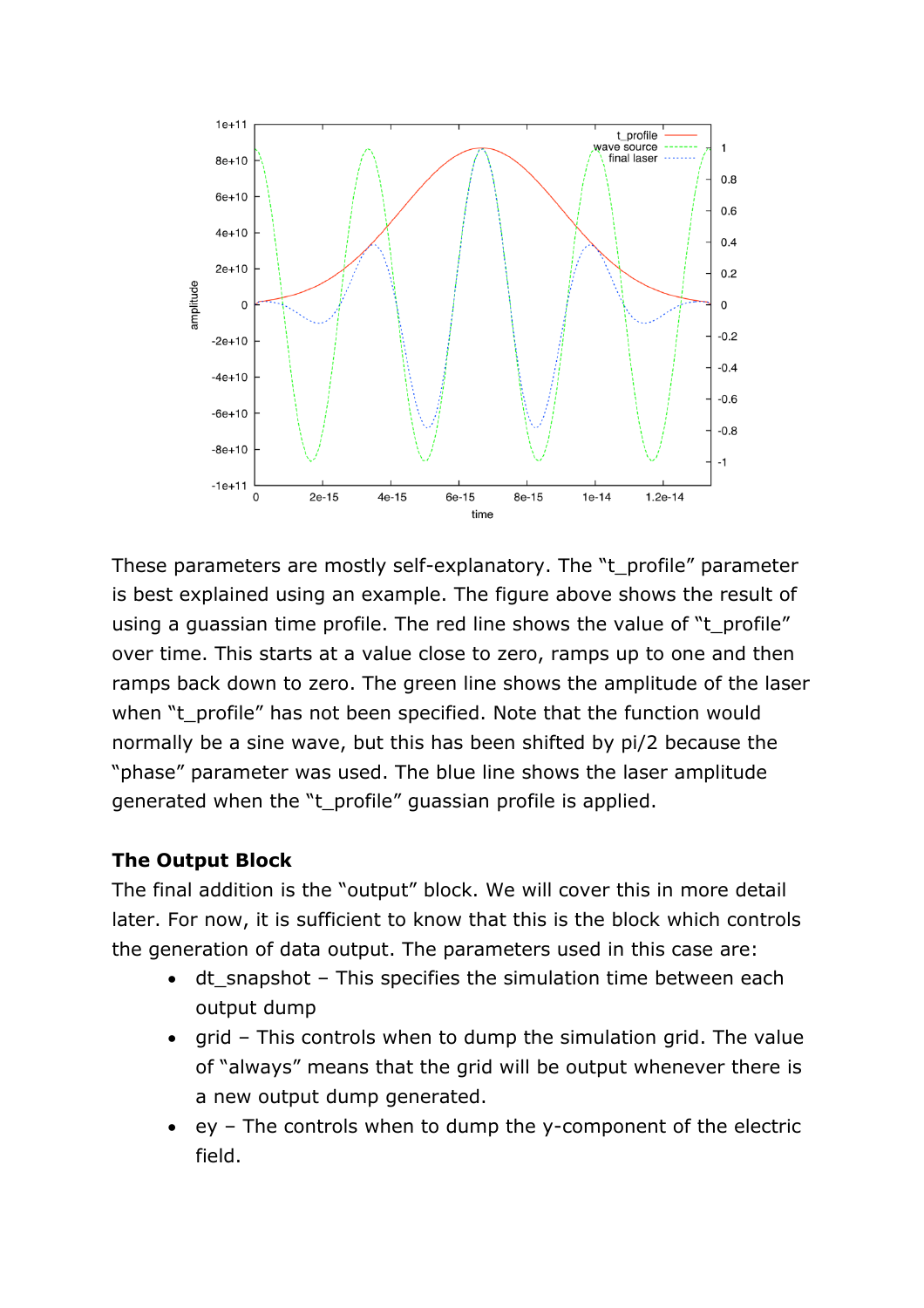These parameters are mostly self-explanatory. The "t_profile" parameter is best explained using an example. The figure above shows the result of using a guassian time profile. The red line shows the value of "t_profile" over time. This starts at a value close to zero, ramps up to one and then ramps back down to zero. The green line shows the amplitude of the laser when "t_profile" has not been specified. Note that the function would normally be a sine wave, but this has been shifted by pi/2 because the "phase" parameter was used. The blue line shows the laser amplitude generated when the "t_profile" guassian profile is applied.

### The Output Block

The final addition is the "output" block. We will cover this in more detail later. For now, it is sufficient to know that this is the block which controls the generation of data output. The parameters used in this case are:

- dt_snapshot – This specifies the simulation time between each output dump
- grid – This controls when to dump the simulation grid. The value of "always" means that the grid will be output whenever there is a new output dump generated.
- ey – The controls when to dump the y-component of the electric field.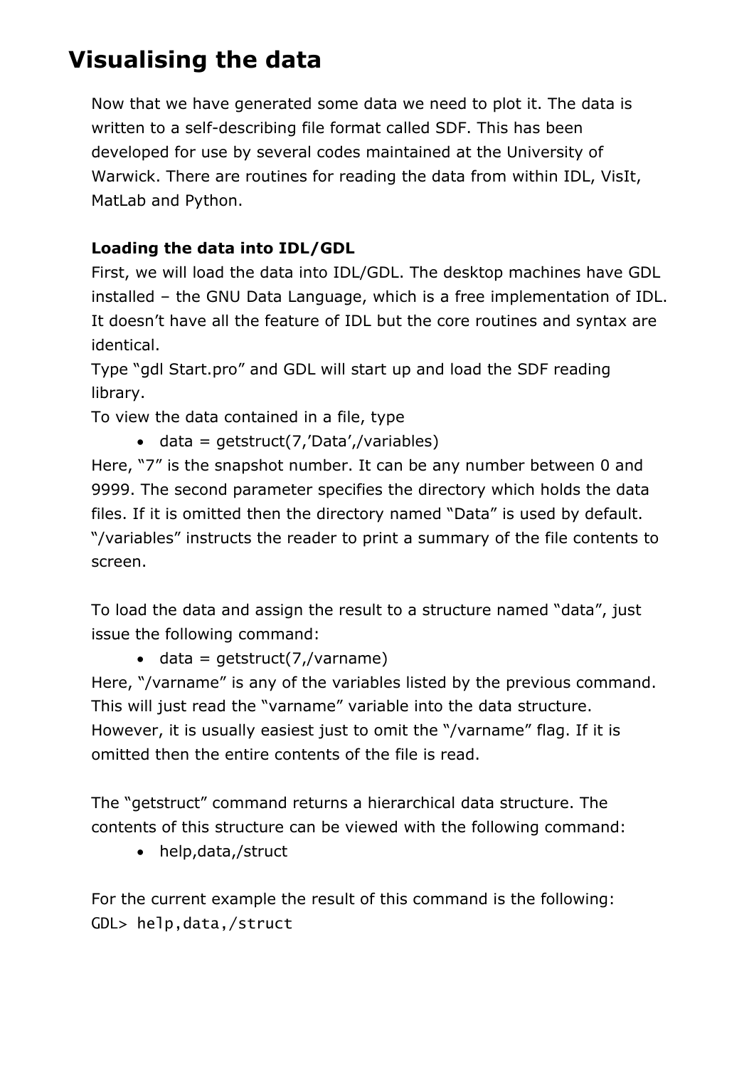# Visualising the data

Now that we have generated some data we need to plot it. The data is written to a self-describing file format called SDF. This has been developed for use by several codes maintained at the University of Warwick. There are routines for reading the data from within IDL, VisIt, MatLab and Python.

**Loading the data into IDL/GDL**

First, we will load the data into IDL/GDL. The desktop machines have GDL installed – the GNU Data Language, which is a free implementation of IDL. It doesn't have all the feature of IDL but the core routines and syntax are identical.

Type "gdl Start.pro" and GDL will start up and load the SDF reading library.

To view the data contained in a file, type

- data = getstruct(7,'Data',/variables)

Here, "7" is the snapshot number. It can be any number between 0 and 9999. The second parameter specifies the directory which holds the data files. If it is omitted then the directory named "Data" is used by default. "/variables" instructs the reader to print a summary of the file contents to screen.

To load the data and assign the result to a structure named "data", just issue the following command:

- data = getstruct(7,/varname)

Here, "/varname" is any of the variables listed by the previous command. This will just read the "varname" variable into the data structure. However, it is usually easiest just to omit the "/varname" flag. If it is omitted then the entire contents of the file is read.

The "getstruct" command returns a hierarchical data structure. The contents of this structure can be viewed with the following command:

- help,data,/struct

For the current example the result of this command is the following:

```
GDL> help,data,/struct
```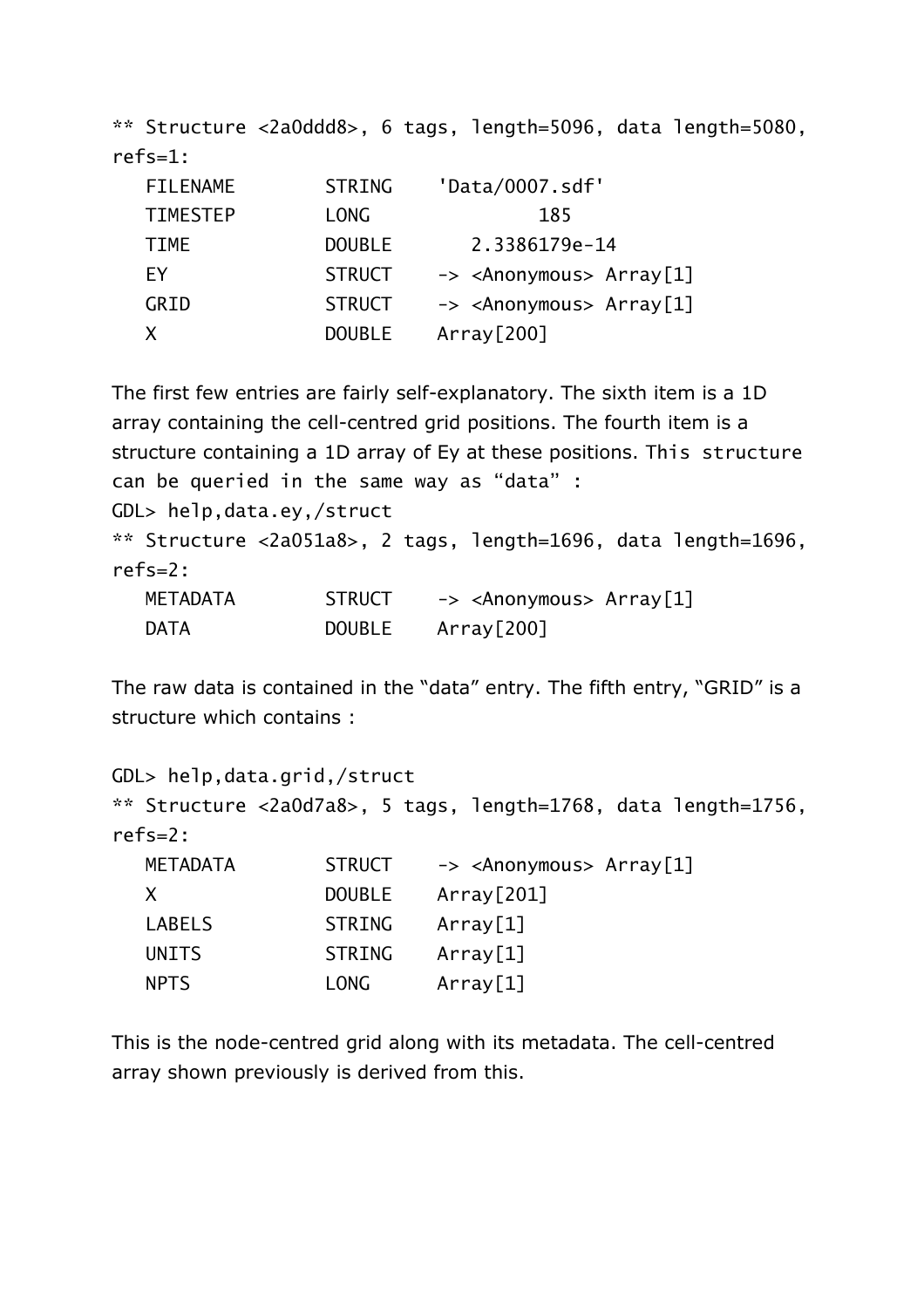```
** Structure <2a0ddd8>, 6 tags, length=5096, data length=5080,
refs=1:
   FILENAME        STRING    'Data/0007.sdf'
   TIMESTEP        LONG               185
   TIME            DOUBLE       2.3386179e-14
   EY              STRUCT    -> <Anonymous> Array[1]
   GRID            STRUCT    -> <Anonymous> Array[1]
   X               DOUBLE    Array[200]
```

The first few entries are fairly self-explanatory. The sixth item is a 1D array containing the cell-centred grid positions. The fourth item is a structure containing a 1D array of Ey at these positions. This structure can be queried in the same way as "data" :

```
GDL> help,data.ey,/struct
** Structure <2a051a8>, 2 tags, length=1696, data length=1696,
refs=2:
   METADATA        STRUCT    -> <Anonymous> Array[1]
   DATA            DOUBLE    Array[200]
```

The raw data is contained in the "data" entry. The fifth entry, "GRID" is a structure which contains :

```
GDL> help,data.grid,/struct
** Structure <2a0d7a8>, 5 tags, length=1768, data length=1756,
refs=2:
   METADATA        STRUCT    -> <Anonymous> Array[1]
   X               DOUBLE    Array[201]
   LABELS          STRING    Array[1]
   UNITS           STRING    Array[1]
   NPTS            LONG      Array[1]
```

This is the node-centred grid along with its metadata. The cell-centred array shown previously is derived from this.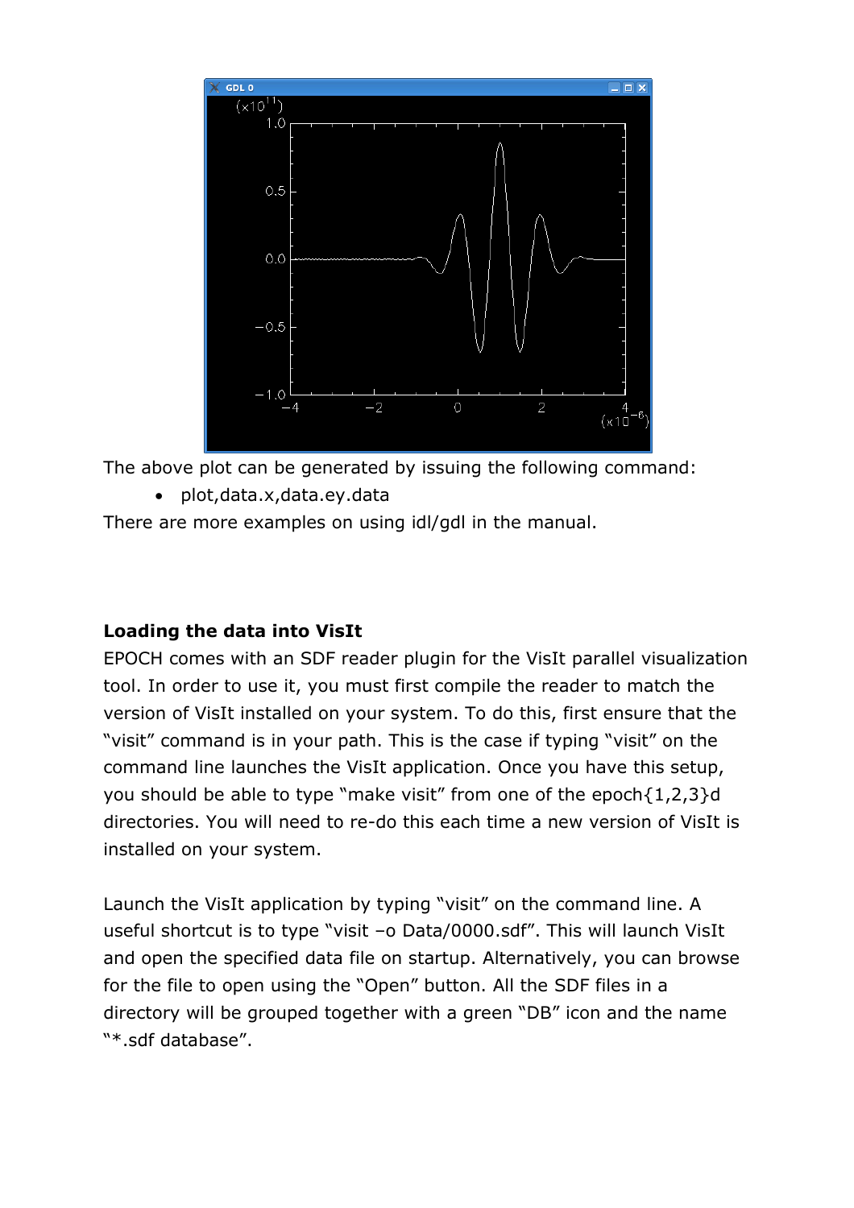GDL 0

(×10^11)

1.0

0.5

0.0

−0.5

−1.0

−4

−2

0

2

4

(×10^−6)

The above plot can be generated by issuing the following command:

- plot,data.x,data.ey.data

There are more examples on using idl/gdl in the manual.

**Loading the data into VisIt**

EPOCH comes with an SDF reader plugin for the VisIt parallel visualization tool. In order to use it, you must first compile the reader to match the version of VisIt installed on your system. To do this, first ensure that the "visit" command is in your path. This is the case if typing "visit" on the command line launches the VisIt application. Once you have this setup, you should be able to type "make visit" from one of the epoch{1,2,3}d directories. You will need to re-do this each time a new version of VisIt is installed on your system.

Launch the VisIt application by typing "visit" on the command line. A useful shortcut is to type "visit –o Data/0000.sdf". This will launch VisIt and open the specified data file on startup. Alternatively, you can browse for the file to open using the "Open" button. All the SDF files in a directory will be grouped together with a green "DB" icon and the name "*.sdf database".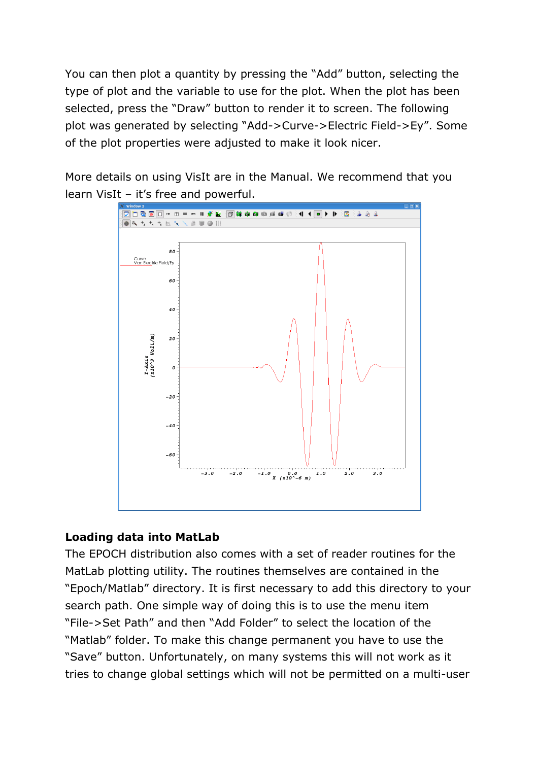You can then plot a quantity by pressing the "Add" button, selecting the type of plot and the variable to use for the plot. When the plot has been selected, press the "Draw" button to render it to screen. The following plot was generated by selecting "Add->Curve->Electric Field->Ey". Some of the plot properties were adjusted to make it look nicer.

More details on using VisIt are in the Manual. We recommend that you learn VisIt – it's free and powerful.

Window 1

Curve
Var: Electric Field/Ey

Y-Axis
(x10^9 Volt/m)

80
60
40
20
0
-20
-40
-60

-3.0 -2.0 -1.0 0.0 1.0 2.0 3.0
X (x10^-6 m)

## Loading data into MatLab

The EPOCH distribution also comes with a set of reader routines for the MatLab plotting utility. The routines themselves are contained in the "Epoch/Matlab" directory. It is first necessary to add this directory to your search path. One simple way of doing this is to use the menu item "File->Set Path" and then "Add Folder" to select the location of the "Matlab" folder. To make this change permanent you have to use the "Save" button. Unfortunately, on many systems this will not work as it tries to change global settings which will not be permitted on a multi-user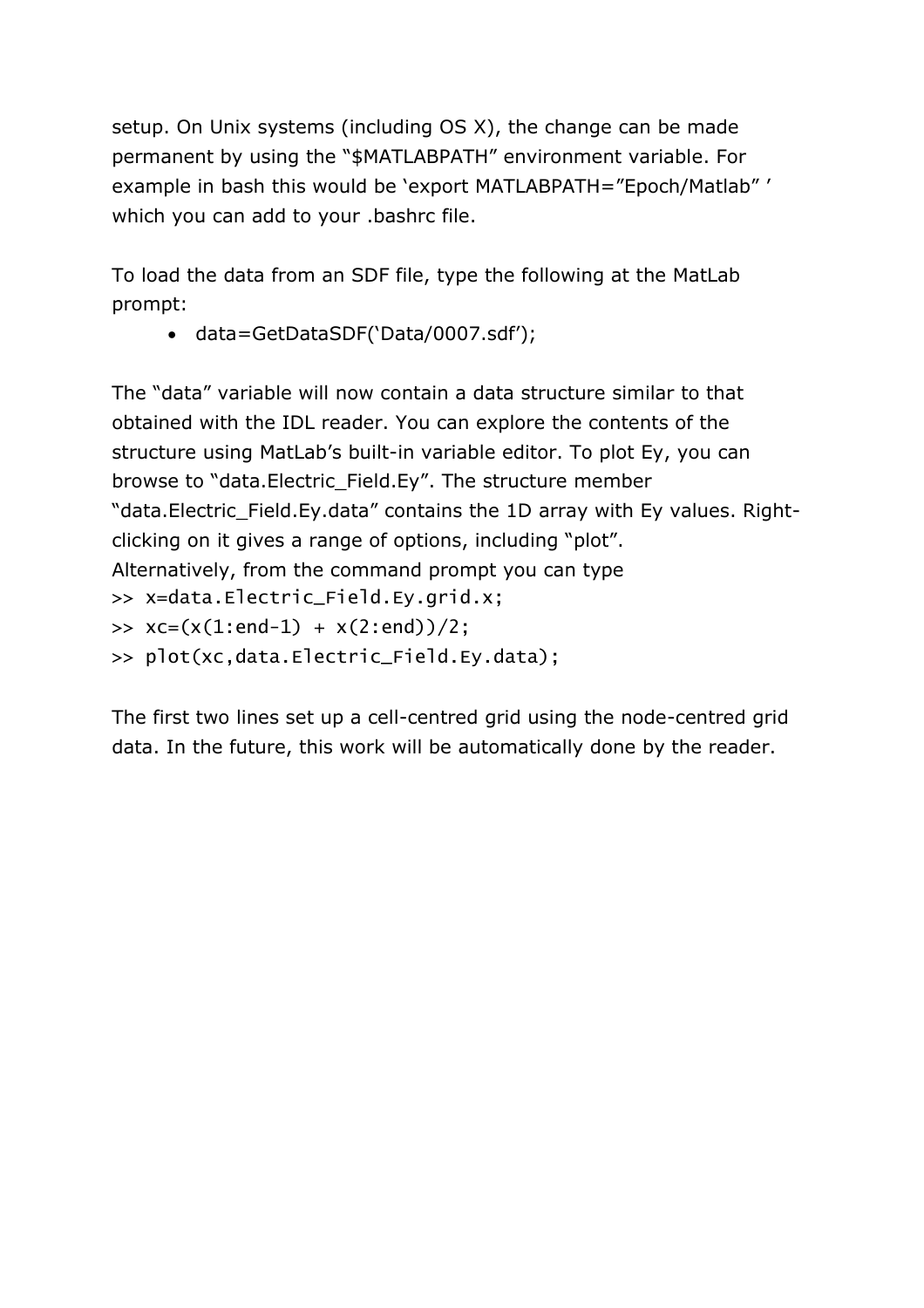setup. On Unix systems (including OS X), the change can be made permanent by using the "$MATLABPATH" environment variable. For example in bash this would be 'export MATLABPATH="Epoch/Matlab" ' which you can add to your .bashrc file.

To load the data from an SDF file, type the following at the MatLab prompt:

- data=GetDataSDF('Data/0007.sdf');

The "data" variable will now contain a data structure similar to that obtained with the IDL reader. You can explore the contents of the structure using MatLab's built-in variable editor. To plot Ey, you can browse to "data.Electric_Field.Ey". The structure member "data.Electric_Field.Ey.data" contains the 1D array with Ey values. Right-clicking on it gives a range of options, including "plot".
Alternatively, from the command prompt you can type

```
>> x=data.Electric_Field.Ey.grid.x;
>> xc=(x(1:end-1) + x(2:end))/2;
>> plot(xc,data.Electric_Field.Ey.data);
```

The first two lines set up a cell-centred grid using the node-centred grid data. In the future, this work will be automatically done by the reader.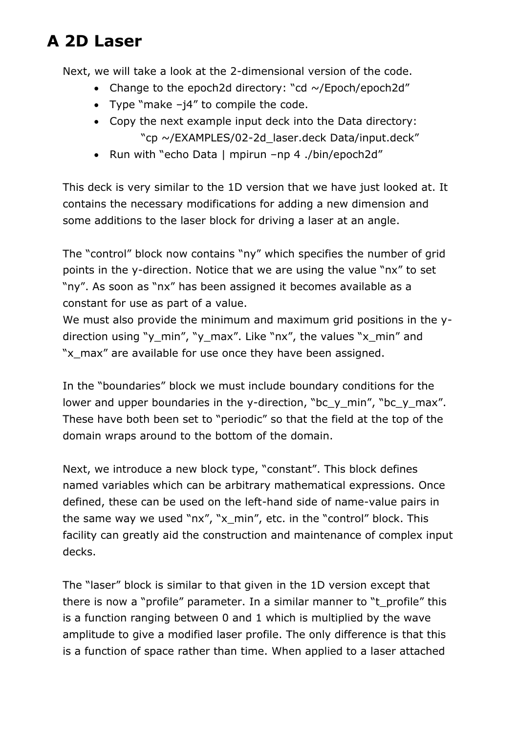# A 2D Laser

Next, we will take a look at the 2-dimensional version of the code.

- Change to the epoch2d directory: "cd ~/Epoch/epoch2d"
- Type "make –j4" to compile the code.
- Copy the next example input deck into the Data directory:
  "cp ~/EXAMPLES/02-2d_laser.deck Data/input.deck"
- Run with "echo Data | mpirun –np 4 ./bin/epoch2d"

This deck is very similar to the 1D version that we have just looked at. It contains the necessary modifications for adding a new dimension and some additions to the laser block for driving a laser at an angle.

The "control" block now contains "ny" which specifies the number of grid points in the y-direction. Notice that we are using the value "nx" to set "ny". As soon as "nx" has been assigned it becomes available as a constant for use as part of a value.
We must also provide the minimum and maximum grid positions in the y-direction using "y_min", "y_max". Like "nx", the values "x_min" and "x_max" are available for use once they have been assigned.

In the "boundaries" block we must include boundary conditions for the lower and upper boundaries in the y-direction, "bc_y_min", "bc_y_max". These have both been set to "periodic" so that the field at the top of the domain wraps around to the bottom of the domain.

Next, we introduce a new block type, "constant". This block defines named variables which can be arbitrary mathematical expressions. Once defined, these can be used on the left-hand side of name-value pairs in the same way we used "nx", "x_min", etc. in the "control" block. This facility can greatly aid the construction and maintenance of complex input decks.

The "laser" block is similar to that given in the 1D version except that there is now a "profile" parameter. In a similar manner to "t_profile" this is a function ranging between 0 and 1 which is multiplied by the wave amplitude to give a modified laser profile. The only difference is that this is a function of space rather than time. When applied to a laser attached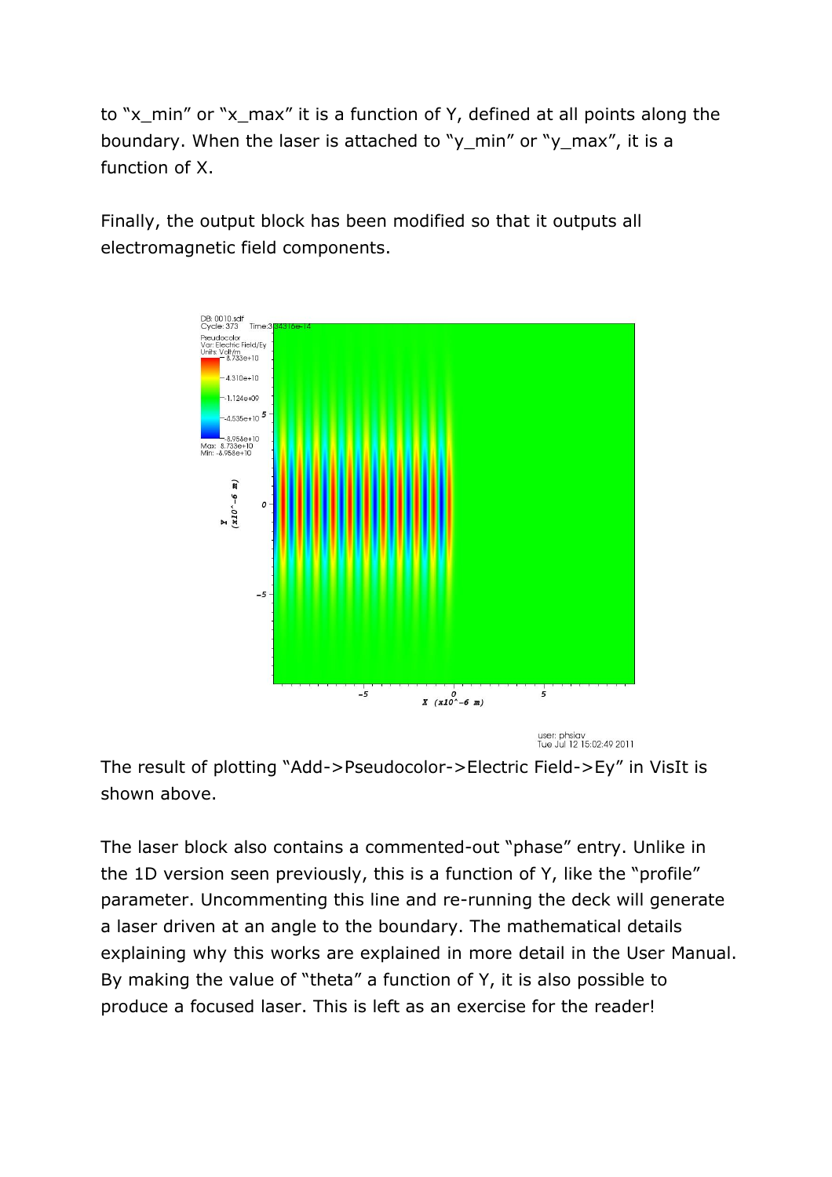to “x_min” or “x_max” it is a function of Y, defined at all points along the boundary. When the laser is attached to “y_min” or “y_max”, it is a function of X.

Finally, the output block has been modified so that it outputs all electromagnetic field components.

DB: 0010.sdf
Cycle: 373 Time:3.34316e-14
Pseudocolor
Var: Electric Field/Ey
Units: Volt/m
8.733e+10
4.310e+10
-1.124e+09
-4.535e+10
-8.958e+10
Max: 8.733e+10
Min: -8.958e+10
Y (x10^-6 m)
5
0
-5
-5
0
5
X (x10^-6 m)
user: phsiav
Tue Jul 12 15:02:49 2011

The result of plotting “Add->Pseudocolor->Electric Field->Ey” in VisIt is shown above.

The laser block also contains a commented-out “phase” entry. Unlike in the 1D version seen previously, this is a function of Y, like the “profile” parameter. Uncommenting this line and re-running the deck will generate a laser driven at an angle to the boundary. The mathematical details explaining why this works are explained in more detail in the User Manual. By making the value of “theta” a function of Y, it is also possible to produce a focused laser. This is left as an exercise for the reader!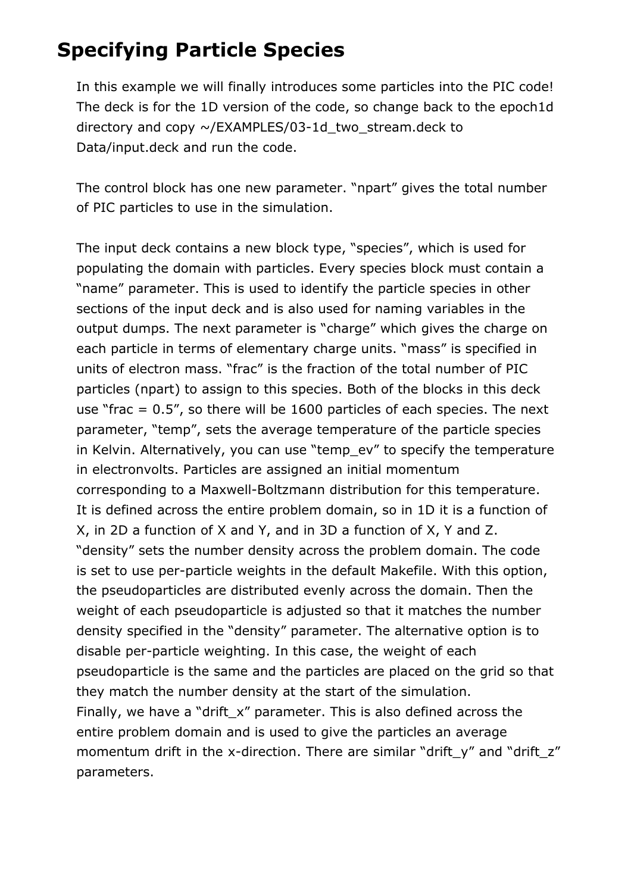## Specifying Particle Species

In this example we will finally introduces some particles into the PIC code! The deck is for the 1D version of the code, so change back to the epoch1d directory and copy ~/EXAMPLES/03-1d_two_stream.deck to Data/input.deck and run the code.

The control block has one new parameter. "npart" gives the total number of PIC particles to use in the simulation.

The input deck contains a new block type, "species", which is used for populating the domain with particles. Every species block must contain a "name" parameter. This is used to identify the particle species in other sections of the input deck and is also used for naming variables in the output dumps. The next parameter is "charge" which gives the charge on each particle in terms of elementary charge units. "mass" is specified in units of electron mass. "frac" is the fraction of the total number of PIC particles (npart) to assign to this species. Both of the blocks in this deck use "frac = 0.5", so there will be 1600 particles of each species. The next parameter, "temp", sets the average temperature of the particle species in Kelvin. Alternatively, you can use "temp_ev" to specify the temperature in electronvolts. Particles are assigned an initial momentum corresponding to a Maxwell-Boltzmann distribution for this temperature. It is defined across the entire problem domain, so in 1D it is a function of X, in 2D a function of X and Y, and in 3D a function of X, Y and Z. "density" sets the number density across the problem domain. The code is set to use per-particle weights in the default Makefile. With this option, the pseudoparticles are distributed evenly across the domain. Then the weight of each pseudoparticle is adjusted so that it matches the number density specified in the "density" parameter. The alternative option is to disable per-particle weighting. In this case, the weight of each pseudoparticle is the same and the particles are placed on the grid so that they match the number density at the start of the simulation.
Finally, we have a "drift_x" parameter. This is also defined across the entire problem domain and is used to give the particles an average momentum drift in the x-direction. There are similar "drift_y" and "drift_z" parameters.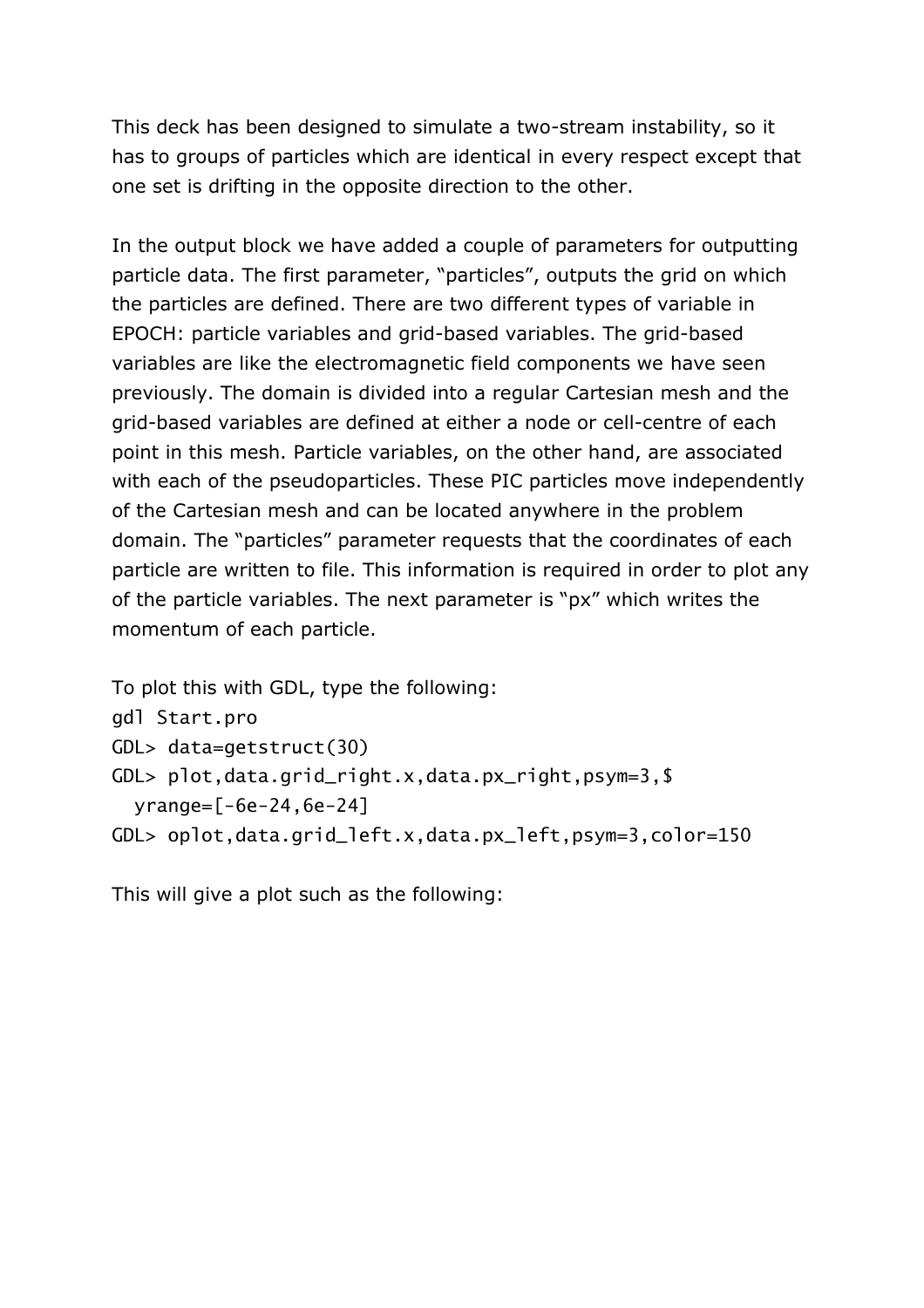This deck has been designed to simulate a two-stream instability, so it has to groups of particles which are identical in every respect except that one set is drifting in the opposite direction to the other.

In the output block we have added a couple of parameters for outputting particle data. The first parameter, “particles”, outputs the grid on which the particles are defined. There are two different types of variable in EPOCH: particle variables and grid-based variables. The grid-based variables are like the electromagnetic field components we have seen previously. The domain is divided into a regular Cartesian mesh and the grid-based variables are defined at either a node or cell-centre of each point in this mesh. Particle variables, on the other hand, are associated with each of the pseudoparticles. These PIC particles move independently of the Cartesian mesh and can be located anywhere in the problem domain. The “particles” parameter requests that the coordinates of each particle are written to file. This information is required in order to plot any of the particle variables. The next parameter is “px” which writes the momentum of each particle.

To plot this with GDL, type the following:

```
gdl Start.pro
GDL> data=getstruct(30)
GDL> plot,data.grid_right.x,data.px_right,psym=3,$
  yrange=[-6e-24,6e-24]
GDL> oplot,data.grid_left.x,data.px_left,psym=3,color=150
```

This will give a plot such as the following: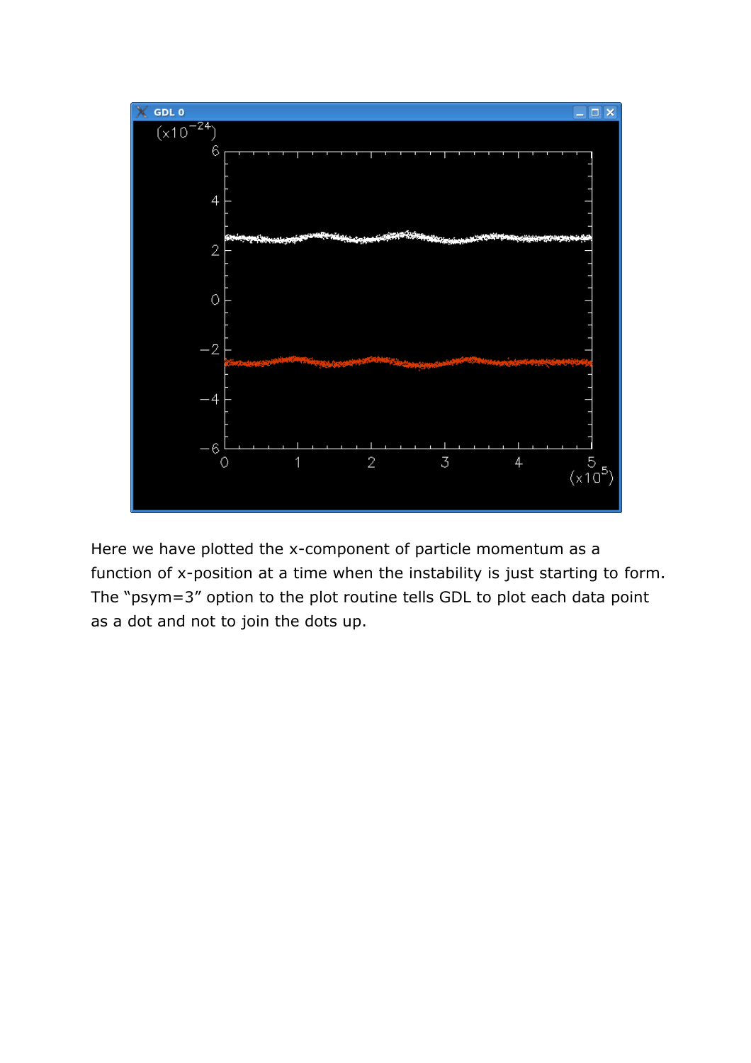GDL 0

$(\times 10^{-24})$

6

4

2

0

−2

−4

−6

0

1

2

3

4

5

$(\times 10^{5})$

Here we have plotted the x-component of particle momentum as a function of x-position at a time when the instability is just starting to form. The “psym=3” option to the plot routine tells GDL to plot each data point as a dot and not to join the dots up.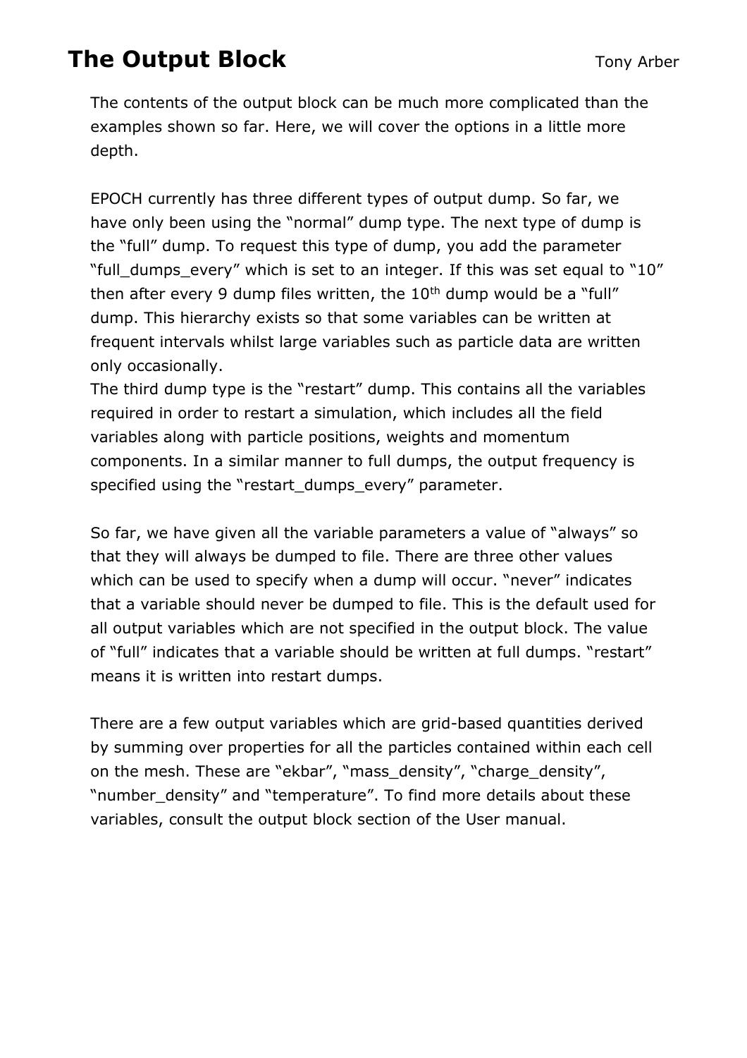# The Output Block

Tony Arber

The contents of the output block can be much more complicated than the examples shown so far. Here, we will cover the options in a little more depth.

EPOCH currently has three different types of output dump. So far, we have only been using the "normal" dump type. The next type of dump is the "full" dump. To request this type of dump, you add the parameter "full_dumps_every" which is set to an integer. If this was set equal to "10" then after every 9 dump files written, the 10$^{th}$ dump would be a "full" dump. This hierarchy exists so that some variables can be written at frequent intervals whilst large variables such as particle data are written only occasionally.
The third dump type is the "restart" dump. This contains all the variables required in order to restart a simulation, which includes all the field variables along with particle positions, weights and momentum components. In a similar manner to full dumps, the output frequency is specified using the "restart_dumps_every" parameter.

So far, we have given all the variable parameters a value of "always" so that they will always be dumped to file. There are three other values which can be used to specify when a dump will occur. "never" indicates that a variable should never be dumped to file. This is the default used for all output variables which are not specified in the output block. The value of "full" indicates that a variable should be written at full dumps. "restart" means it is written into restart dumps.

There are a few output variables which are grid-based quantities derived by summing over properties for all the particles contained within each cell on the mesh. These are "ekbar", "mass_density", "charge_density", "number_density" and "temperature". To find more details about these variables, consult the output block section of the User manual.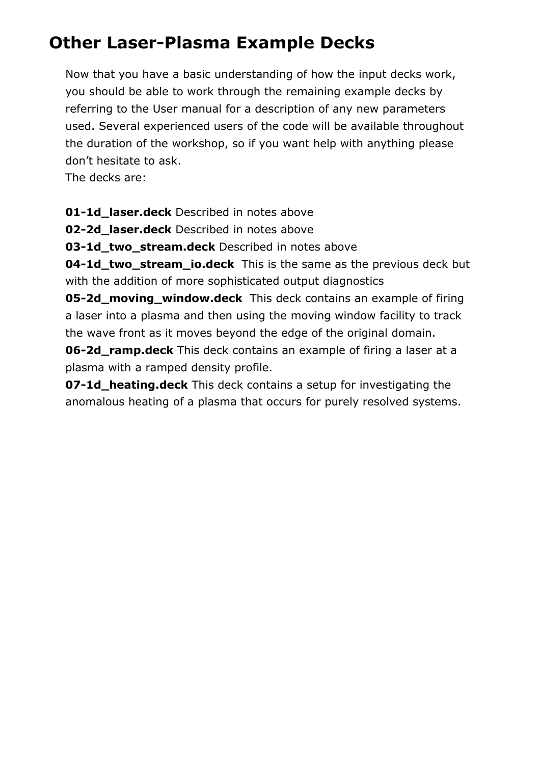# Other Laser-Plasma Example Decks

Now that you have a basic understanding of how the input decks work, you should be able to work through the remaining example decks by referring to the User manual for a description of any new parameters used. Several experienced users of the code will be available throughout the duration of the workshop, so if you want help with anything please don't hesitate to ask.
The decks are:

**01-1d_laser.deck** Described in notes above
**02-2d_laser.deck** Described in notes above
**03-1d_two_stream.deck** Described in notes above
**04-1d_two_stream_io.deck** This is the same as the previous deck but with the addition of more sophisticated output diagnostics
**05-2d_moving_window.deck** This deck contains an example of firing a laser into a plasma and then using the moving window facility to track the wave front as it moves beyond the edge of the original domain.
**06-2d_ramp.deck** This deck contains an example of firing a laser at a plasma with a ramped density profile.
**07-1d_heating.deck** This deck contains a setup for investigating the anomalous heating of a plasma that occurs for purely resolved systems.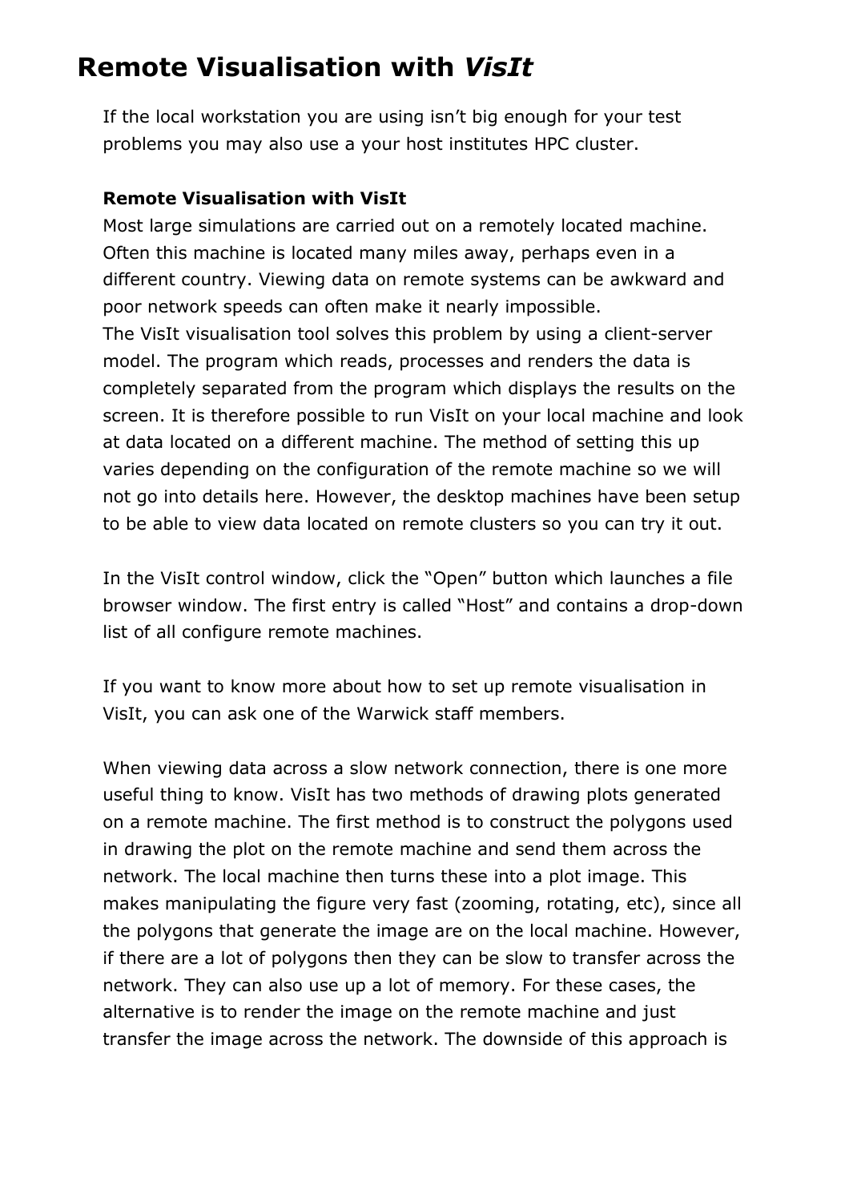# Remote Visualisation with *VisIt*

If the local workstation you are using isn't big enough for your test problems you may also use a your host institutes HPC cluster.

**Remote Visualisation with VisIt**

Most large simulations are carried out on a remotely located machine. Often this machine is located many miles away, perhaps even in a different country. Viewing data on remote systems can be awkward and poor network speeds can often make it nearly impossible.
The VisIt visualisation tool solves this problem by using a client-server model. The program which reads, processes and renders the data is completely separated from the program which displays the results on the screen. It is therefore possible to run VisIt on your local machine and look at data located on a different machine. The method of setting this up varies depending on the configuration of the remote machine so we will not go into details here. However, the desktop machines have been setup to be able to view data located on remote clusters so you can try it out.

In the VisIt control window, click the "Open" button which launches a file browser window. The first entry is called "Host" and contains a drop-down list of all configure remote machines.

If you want to know more about how to set up remote visualisation in VisIt, you can ask one of the Warwick staff members.

When viewing data across a slow network connection, there is one more useful thing to know. VisIt has two methods of drawing plots generated on a remote machine. The first method is to construct the polygons used in drawing the plot on the remote machine and send them across the network. The local machine then turns these into a plot image. This makes manipulating the figure very fast (zooming, rotating, etc), since all the polygons that generate the image are on the local machine. However, if there are a lot of polygons then they can be slow to transfer across the network. They can also use up a lot of memory. For these cases, the alternative is to render the image on the remote machine and just transfer the image across the network. The downside of this approach is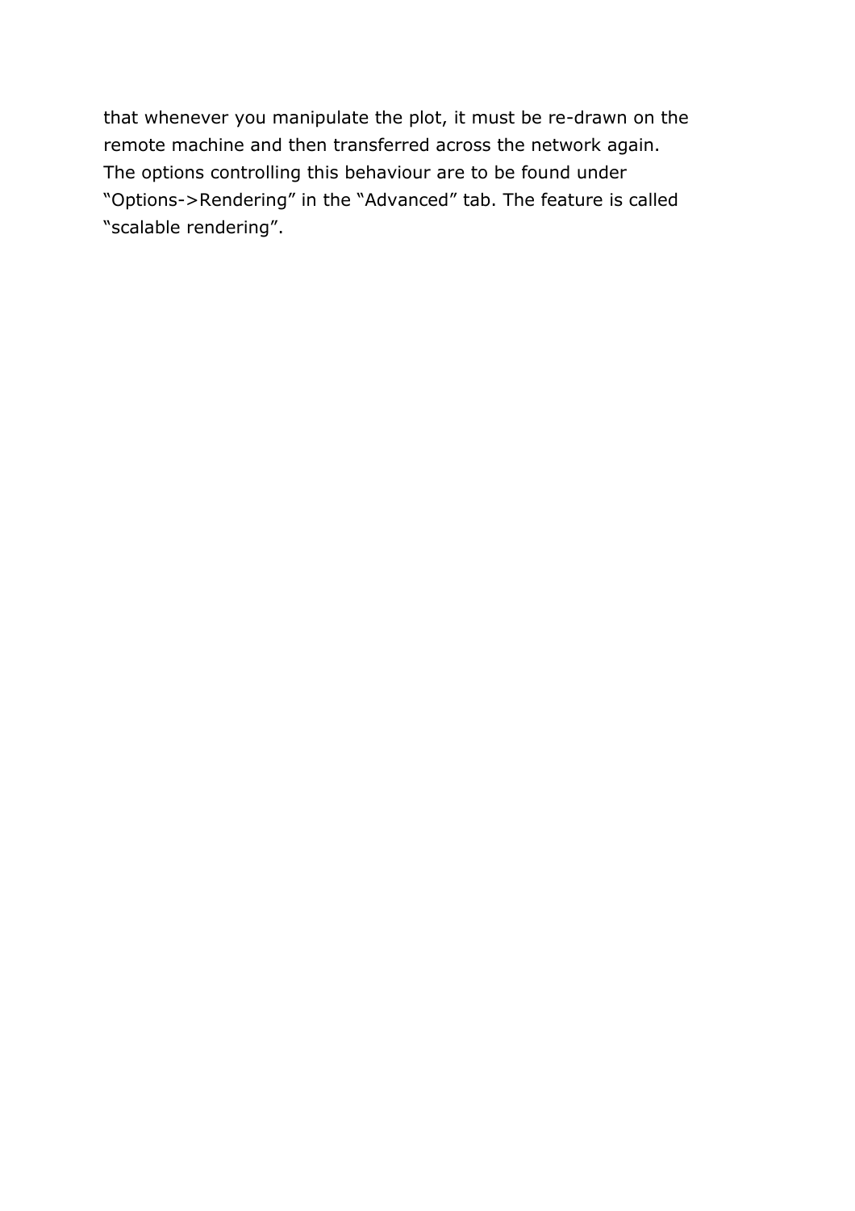that whenever you manipulate the plot, it must be re-drawn on the remote machine and then transferred across the network again. The options controlling this behaviour are to be found under "Options->Rendering" in the "Advanced" tab. The feature is called "scalable rendering".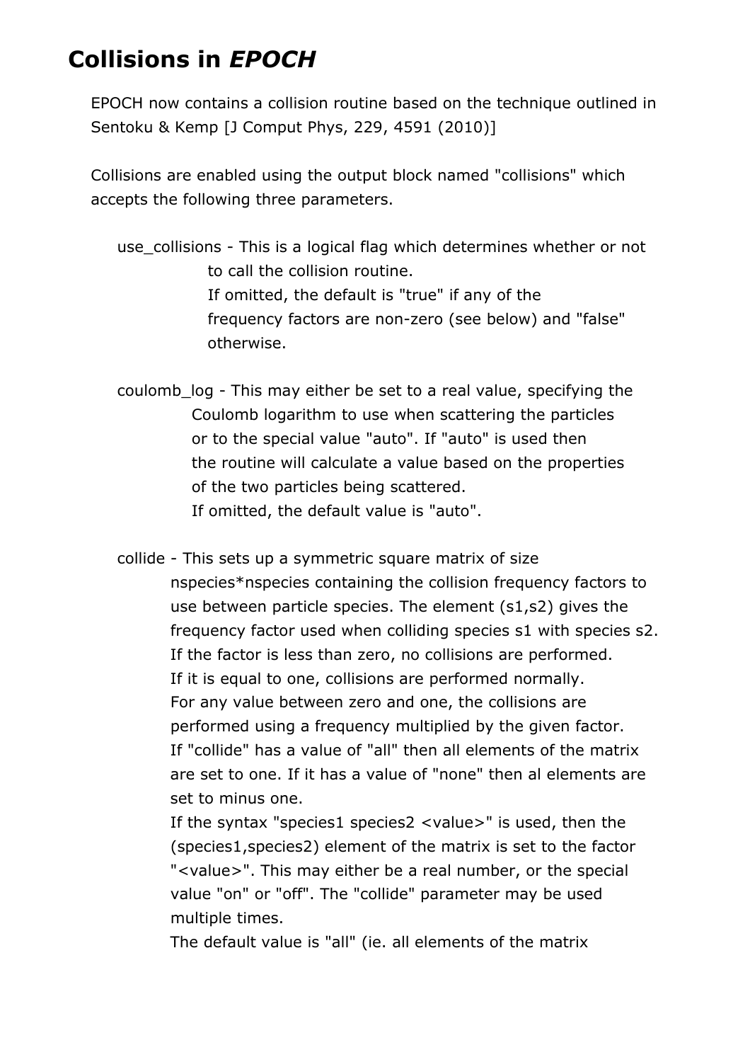# Collisions in *EPOCH*

EPOCH now contains a collision routine based on the technique outlined in Sentoku & Kemp [J Comput Phys, 229, 4591 (2010)]

Collisions are enabled using the output block named "collisions" which accepts the following three parameters.

use_collisions - This is a logical flag which determines whether or not to call the collision routine.
If omitted, the default is "true" if any of the frequency factors are non-zero (see below) and "false" otherwise.

coulomb_log - This may either be set to a real value, specifying the Coulomb logarithm to use when scattering the particles or to the special value "auto". If "auto" is used then the routine will calculate a value based on the properties of the two particles being scattered.
If omitted, the default value is "auto".

collide - This sets up a symmetric square matrix of size nspecies*nspecies containing the collision frequency factors to use between particle species. The element (s1,s2) gives the frequency factor used when colliding species s1 with species s2.
If the factor is less than zero, no collisions are performed.
If it is equal to one, collisions are performed normally.
For any value between zero and one, the collisions are performed using a frequency multiplied by the given factor.
If "collide" has a value of "all" then all elements of the matrix are set to one. If it has a value of "none" then al elements are set to minus one.
If the syntax "species1 species2 <value>" is used, then the (species1,species2) element of the matrix is set to the factor "<value>". This may either be a real number, or the special value "on" or "off". The "collide" parameter may be used multiple times.
The default value is "all" (ie. all elements of the matrix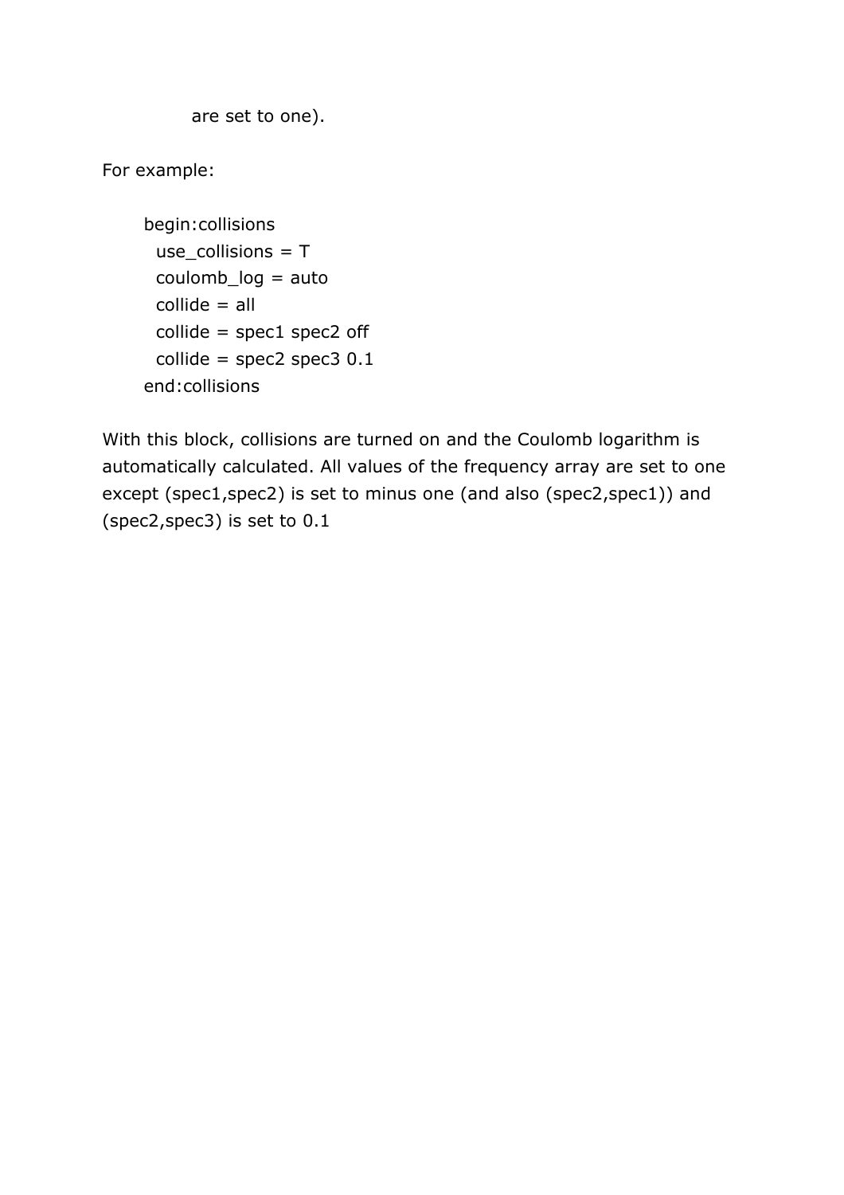are set to one).

For example:

```
begin:collisions
  use_collisions = T
  coulomb_log = auto
  collide = all
  collide = spec1 spec2 off
  collide = spec2 spec3 0.1
end:collisions
```

With this block, collisions are turned on and the Coulomb logarithm is automatically calculated. All values of the frequency array are set to one except (spec1,spec2) is set to minus one (and also (spec2,spec1)) and (spec2,spec3) is set to 0.1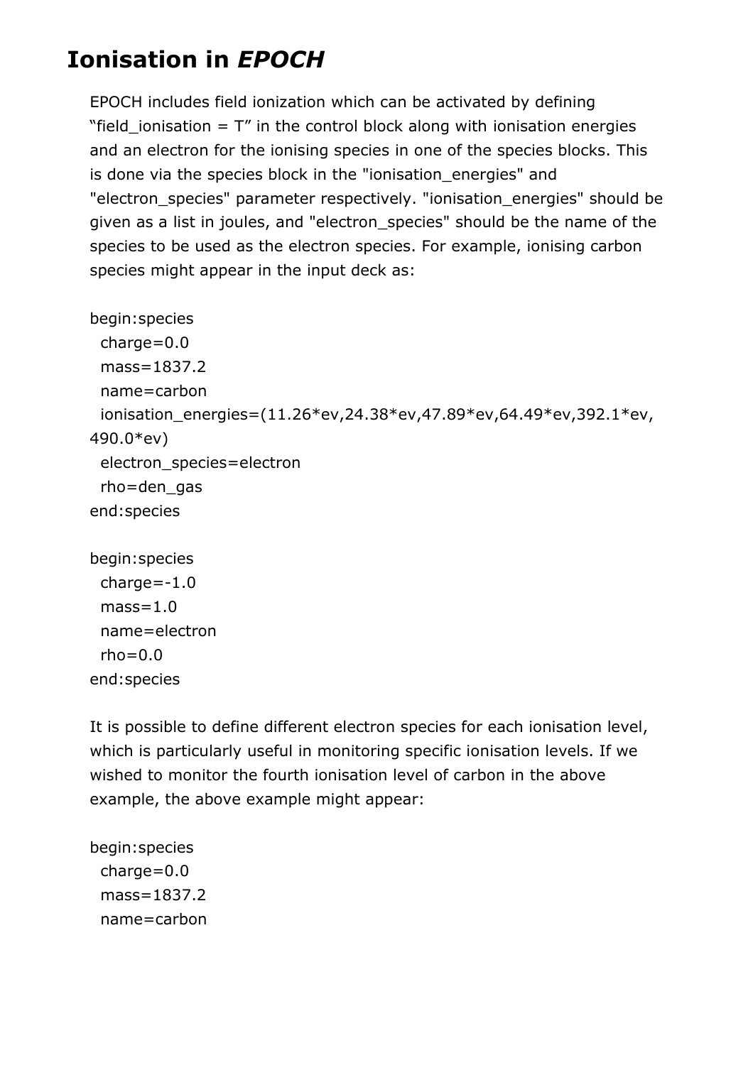# Ionisation in *EPOCH*

EPOCH includes field ionization which can be activated by defining "field_ionisation = T" in the control block along with ionisation energies and an electron for the ionising species in one of the species blocks. This is done via the species block in the "ionisation_energies" and "electron_species" parameter respectively. "ionisation_energies" should be given as a list in joules, and "electron_species" should be the name of the species to be used as the electron species. For example, ionising carbon species might appear in the input deck as:

```
begin:species
  charge=0.0
  mass=1837.2
  name=carbon
  ionisation_energies=(11.26*ev,24.38*ev,47.89*ev,64.49*ev,392.1*ev,
490.0*ev)
  electron_species=electron
  rho=den_gas
end:species

begin:species
  charge=-1.0
  mass=1.0
  name=electron
  rho=0.0
end:species
```

It is possible to define different electron species for each ionisation level, which is particularly useful in monitoring specific ionisation levels. If we wished to monitor the fourth ionisation level of carbon in the above example, the above example might appear:

```
begin:species
  charge=0.0
  mass=1837.2
  name=carbon
```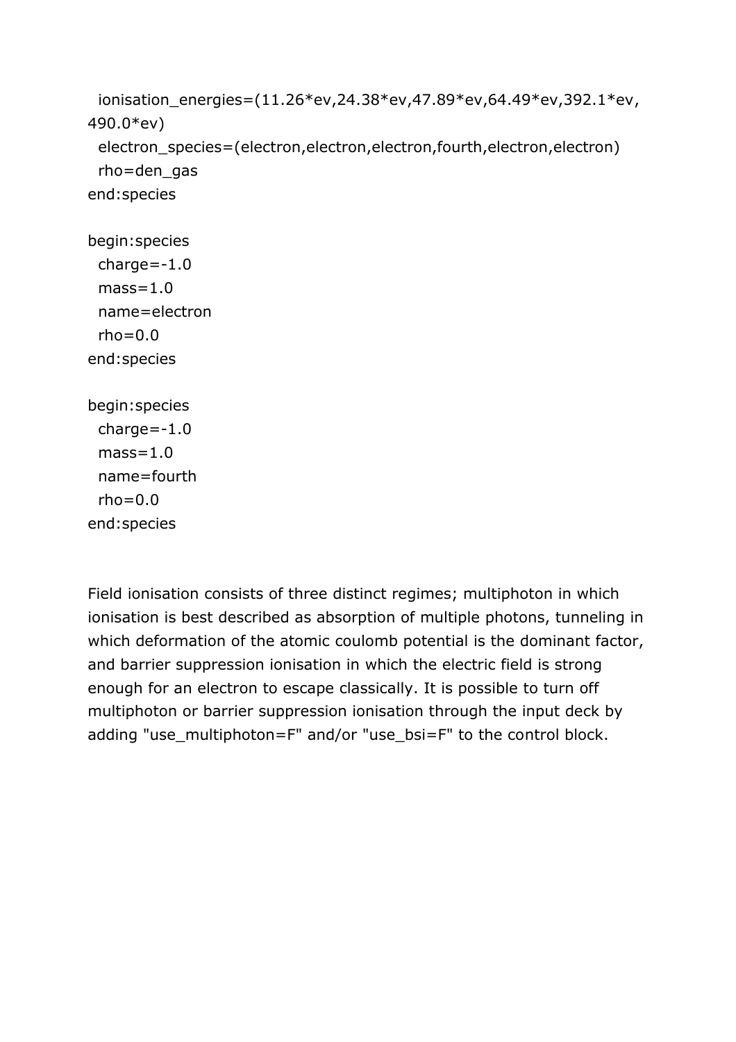```
  ionisation_energies=(11.26*ev,24.38*ev,47.89*ev,64.49*ev,392.1*ev,
490.0*ev)
  electron_species=(electron,electron,electron,fourth,electron,electron)
  rho=den_gas
end:species

begin:species
  charge=-1.0
  mass=1.0
  name=electron
  rho=0.0
end:species

begin:species
  charge=-1.0
  mass=1.0
  name=fourth
  rho=0.0
end:species
```

Field ionisation consists of three distinct regimes; multiphoton in which ionisation is best described as absorption of multiple photons, tunneling in which deformation of the atomic coulomb potential is the dominant factor, and barrier suppression ionisation in which the electric field is strong enough for an electron to escape classically. It is possible to turn off multiphoton or barrier suppression ionisation through the input deck by adding "use_multiphoton=F" and/or "use_bsi=F" to the control block.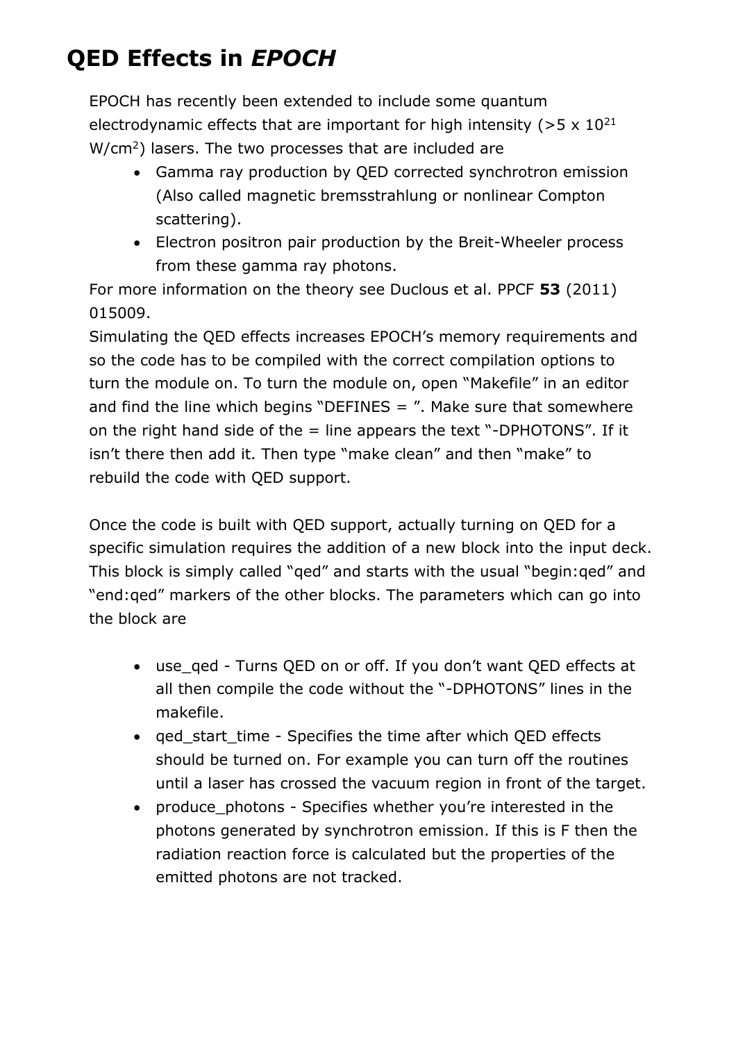# QED Effects in *EPOCH*

EPOCH has recently been extended to include some quantum electrodynamic effects that are important for high intensity (>5 x $10^{21}$ W/cm$^2$) lasers. The two processes that are included are

- Gamma ray production by QED corrected synchrotron emission (Also called magnetic bremsstrahlung or nonlinear Compton scattering).
- Electron positron pair production by the Breit-Wheeler process from these gamma ray photons.

For more information on the theory see Duclous et al. PPCF **53** (2011) 015009.

Simulating the QED effects increases EPOCH's memory requirements and so the code has to be compiled with the correct compilation options to turn the module on. To turn the module on, open "Makefile" in an editor and find the line which begins "DEFINES = ". Make sure that somewhere on the right hand side of the = line appears the text "-DPHOTONS". If it isn't there then add it. Then type "make clean" and then "make" to rebuild the code with QED support.

Once the code is built with QED support, actually turning on QED for a specific simulation requires the addition of a new block into the input deck. This block is simply called "qed" and starts with the usual "begin:qed" and "end:qed" markers of the other blocks. The parameters which can go into the block are

- use_qed - Turns QED on or off. If you don't want QED effects at all then compile the code without the "-DPHOTONS" lines in the makefile.
- qed_start_time - Specifies the time after which QED effects should be turned on. For example you can turn off the routines until a laser has crossed the vacuum region in front of the target.
- produce_photons - Specifies whether you're interested in the photons generated by synchrotron emission. If this is F then the radiation reaction force is calculated but the properties of the emitted photons are not tracked.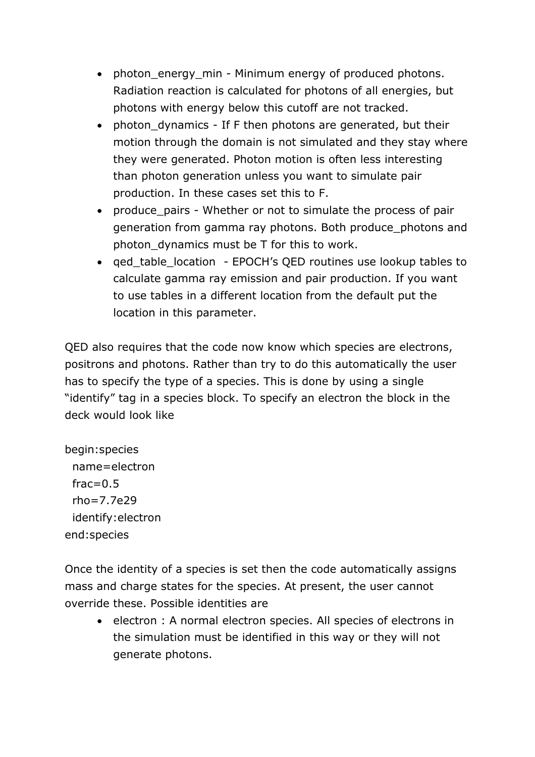- photon_energy_min - Minimum energy of produced photons. Radiation reaction is calculated for photons of all energies, but photons with energy below this cutoff are not tracked.
- photon_dynamics - If F then photons are generated, but their motion through the domain is not simulated and they stay where they were generated. Photon motion is often less interesting than photon generation unless you want to simulate pair production. In these cases set this to F.
- produce_pairs - Whether or not to simulate the process of pair generation from gamma ray photons. Both produce_photons and photon_dynamics must be T for this to work.
- qed_table_location - EPOCH's QED routines use lookup tables to calculate gamma ray emission and pair production. If you want to use tables in a different location from the default put the location in this parameter.

QED also requires that the code now know which species are electrons, positrons and photons. Rather than try to do this automatically the user has to specify the type of a species. This is done by using a single "identify" tag in a species block. To specify an electron the block in the deck would look like

```
begin:species
  name=electron
  frac=0.5
  rho=7.7e29
  identify:electron
end:species
```

Once the identity of a species is set then the code automatically assigns mass and charge states for the species. At present, the user cannot override these. Possible identities are

- electron : A normal electron species. All species of electrons in the simulation must be identified in this way or they will not generate photons.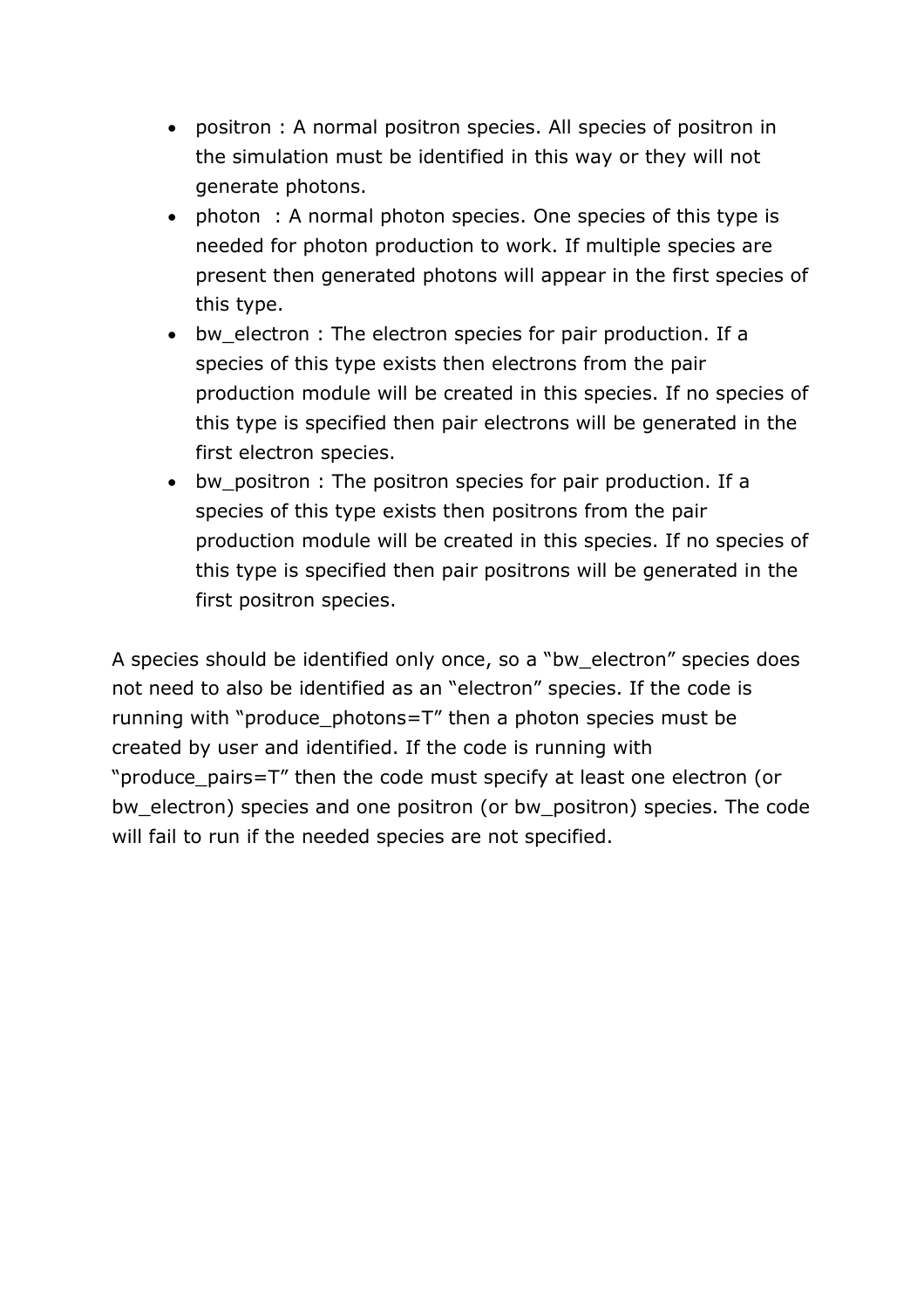- positron : A normal positron species. All species of positron in the simulation must be identified in this way or they will not generate photons.
- photon  : A normal photon species. One species of this type is needed for photon production to work. If multiple species are present then generated photons will appear in the first species of this type.
- bw_electron : The electron species for pair production. If a species of this type exists then electrons from the pair production module will be created in this species. If no species of this type is specified then pair electrons will be generated in the first electron species.
- bw_positron : The positron species for pair production. If a species of this type exists then positrons from the pair production module will be created in this species. If no species of this type is specified then pair positrons will be generated in the first positron species.

A species should be identified only once, so a “bw_electron” species does not need to also be identified as an “electron” species. If the code is running with “produce_photons=T” then a photon species must be created by user and identified. If the code is running with “produce_pairs=T” then the code must specify at least one electron (or bw_electron) species and one positron (or bw_positron) species. The code will fail to run if the needed species are not specified.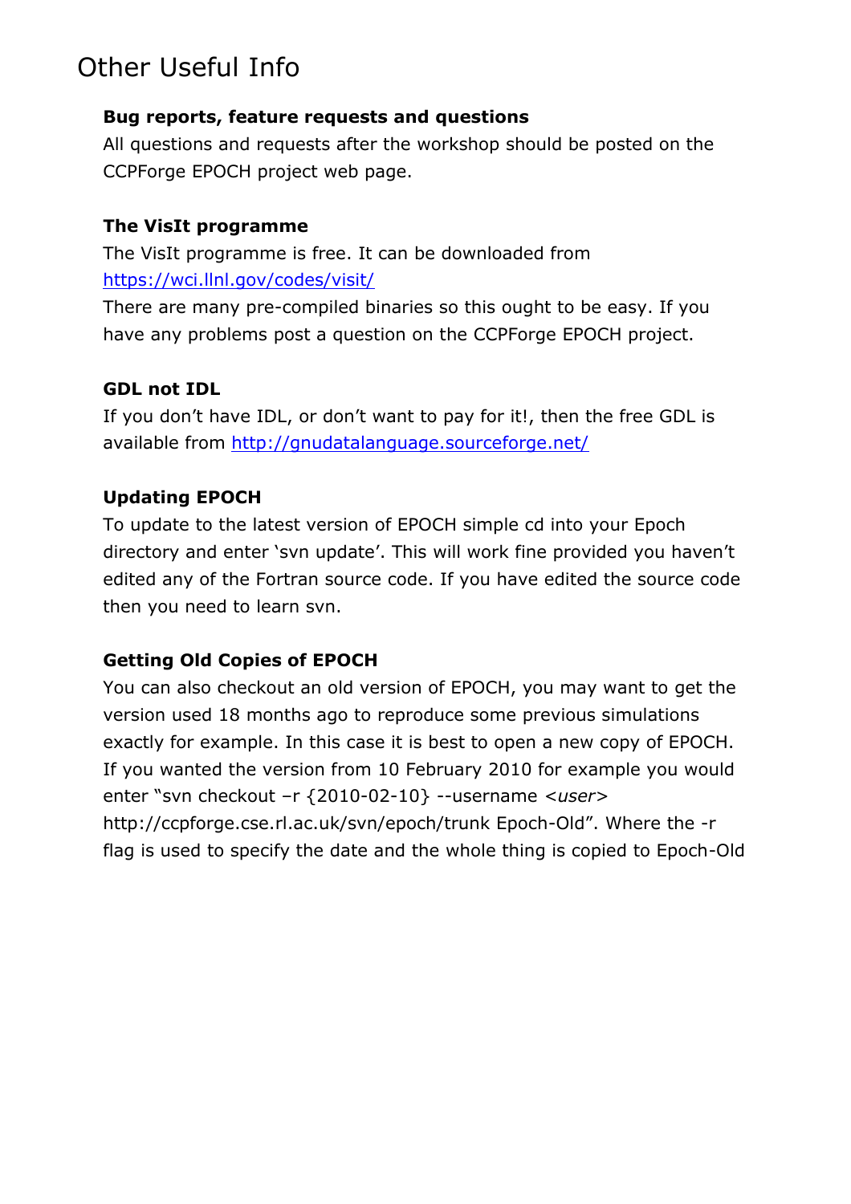# Other Useful Info

**Bug reports, feature requests and questions**

All questions and requests after the workshop should be posted on the CCPForge EPOCH project web page.

**The VisIt programme**

The VisIt programme is free. It can be downloaded from https://wci.llnl.gov/codes/visit/

There are many pre-compiled binaries so this ought to be easy. If you have any problems post a question on the CCPForge EPOCH project.

**GDL not IDL**

If you don't have IDL, or don't want to pay for it!, then the free GDL is available from http://gnudatalanguage.sourceforge.net/

**Updating EPOCH**

To update to the latest version of EPOCH simple cd into your Epoch directory and enter 'svn update'. This will work fine provided you haven't edited any of the Fortran source code. If you have edited the source code then you need to learn svn.

**Getting Old Copies of EPOCH**

You can also checkout an old version of EPOCH, you may want to get the version used 18 months ago to reproduce some previous simulations exactly for example. In this case it is best to open a new copy of EPOCH. If you wanted the version from 10 February 2010 for example you would enter "svn checkout –r {2010-02-10} --username <*user*> http://ccpforge.cse.rl.ac.uk/svn/epoch/trunk Epoch-Old". Where the -r flag is used to specify the date and the whole thing is copied to Epoch-Old